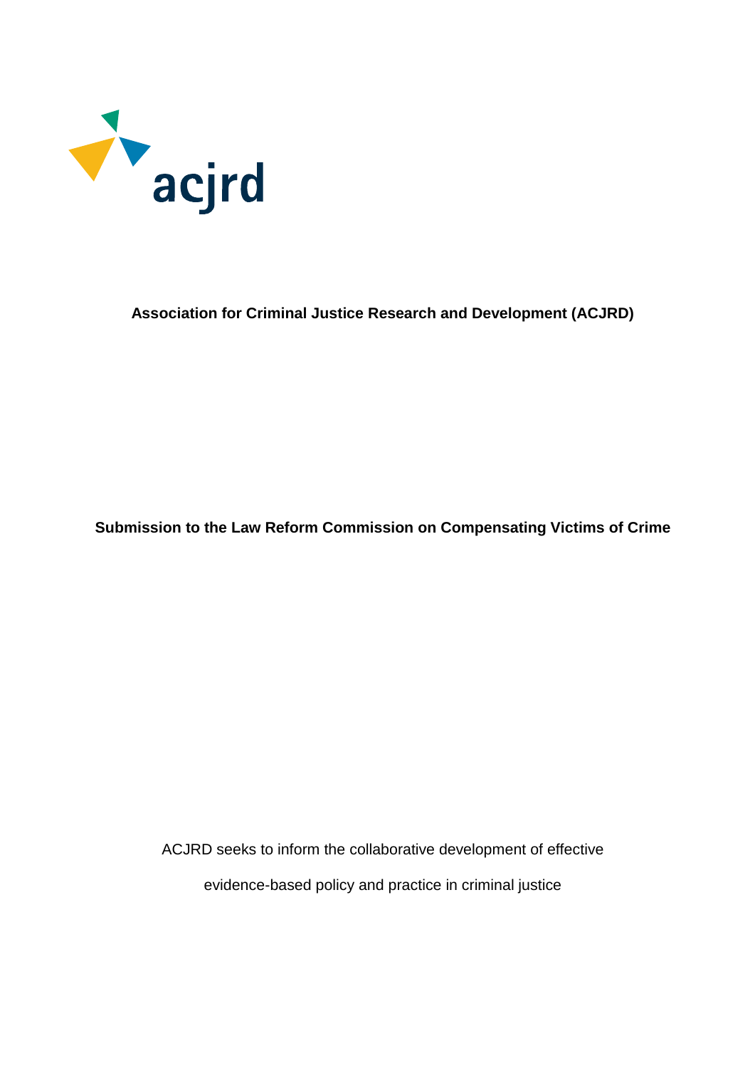acjrd

**Association for Criminal Justice Research and Development (ACJRD)**

# Submission to the Law Reform Commission on Compensating Victims of Crime

ACJRD seeks to inform the collaborative development of effective

evidence-based policy and practice in criminal justice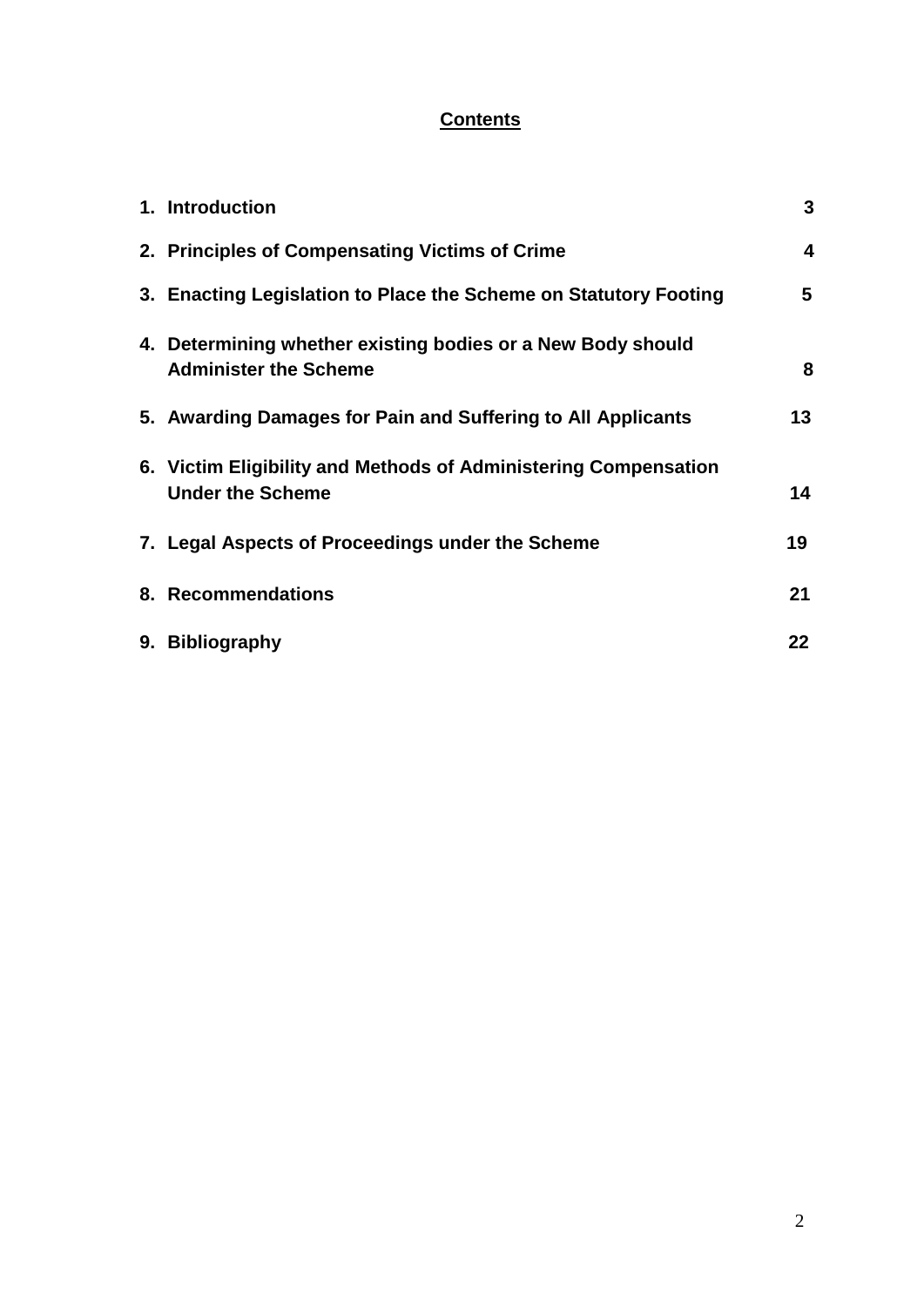# Contents

| | | |
|---|---|---|
| 1. | **Introduction** | **3** |
| 2. | **Principles of Compensating Victims of Crime** | **4** |
| 3. | **Enacting Legislation to Place the Scheme on Statutory Footing** | **5** |
| 4. | **Determining whether existing bodies or a New Body should Administer the Scheme** | **8** |
| 5. | **Awarding Damages for Pain and Suffering to All Applicants** | **13** |
| 6. | **Victim Eligibility and Methods of Administering Compensation Under the Scheme** | **14** |
| 7. | **Legal Aspects of Proceedings under the Scheme** | **19** |
| 8. | **Recommendations** | **21** |
| 9. | **Bibliography** | **22** |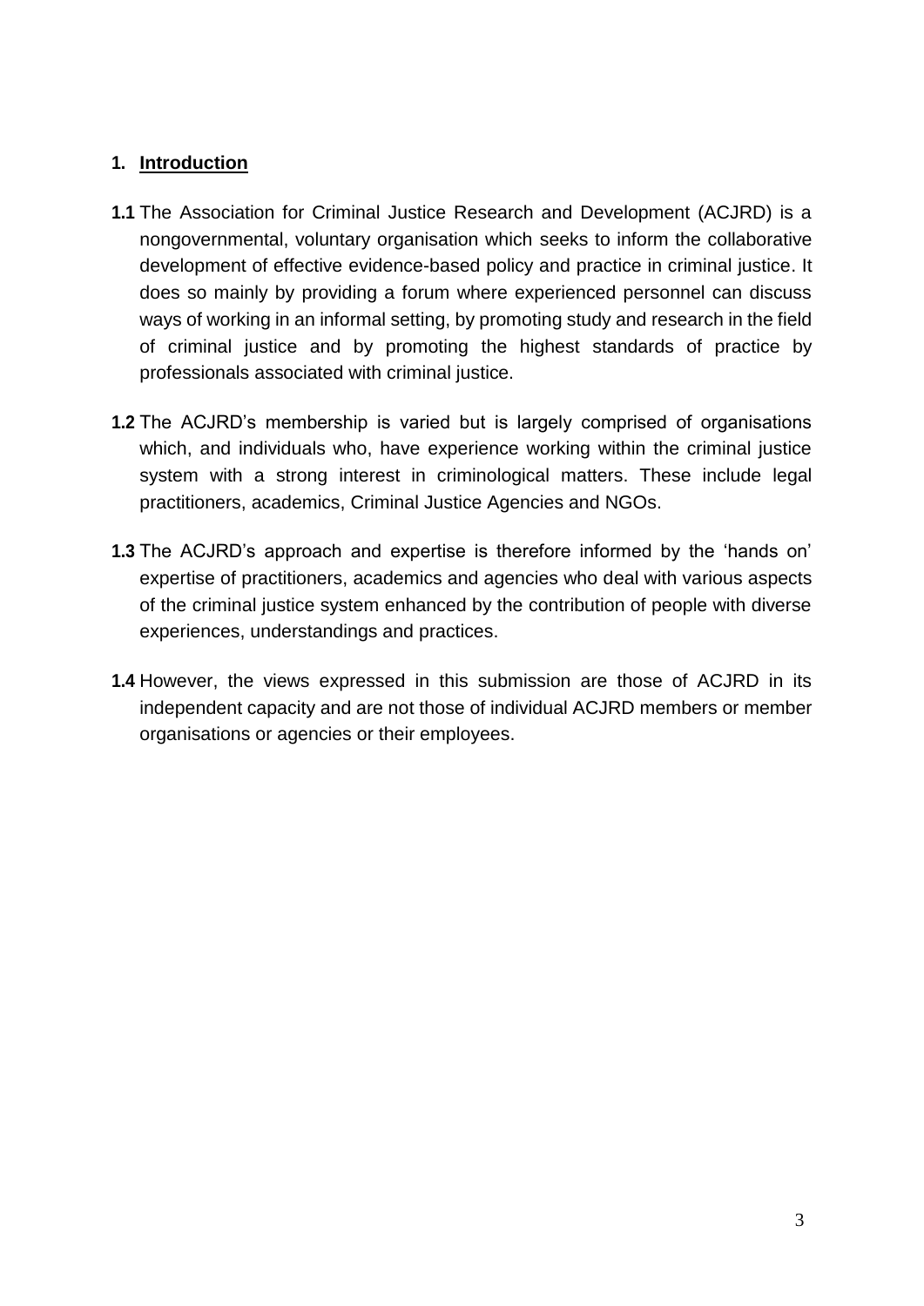## 1. Introduction

**1.1** The Association for Criminal Justice Research and Development (ACJRD) is a nongovernmental, voluntary organisation which seeks to inform the collaborative development of effective evidence-based policy and practice in criminal justice. It does so mainly by providing a forum where experienced personnel can discuss ways of working in an informal setting, by promoting study and research in the field of criminal justice and by promoting the highest standards of practice by professionals associated with criminal justice.

**1.2** The ACJRD's membership is varied but is largely comprised of organisations which, and individuals who, have experience working within the criminal justice system with a strong interest in criminological matters. These include legal practitioners, academics, Criminal Justice Agencies and NGOs.

**1.3** The ACJRD's approach and expertise is therefore informed by the 'hands on' expertise of practitioners, academics and agencies who deal with various aspects of the criminal justice system enhanced by the contribution of people with diverse experiences, understandings and practices.

**1.4** However, the views expressed in this submission are those of ACJRD in its independent capacity and are not those of individual ACJRD members or member organisations or agencies or their employees.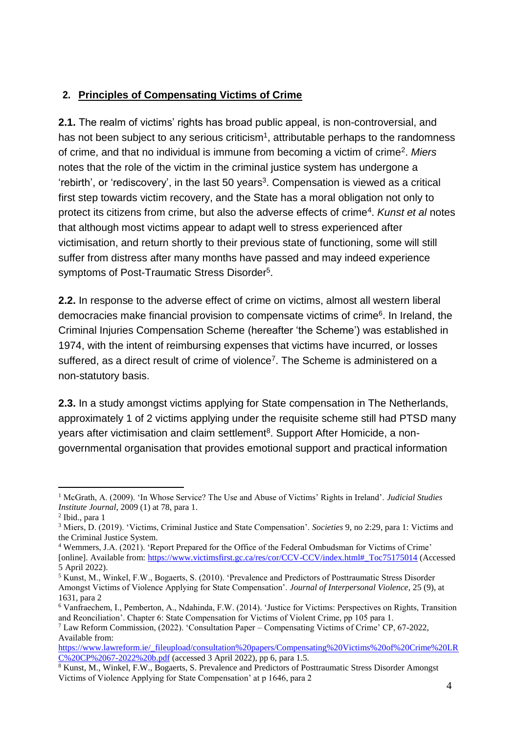## 2. Principles of Compensating Victims of Crime

**2.1.** The realm of victims' rights has broad public appeal, is non-controversial, and has not been subject to any serious criticism[1], attributable perhaps to the randomness of crime, and that no individual is immune from becoming a victim of crime[2]. *Miers* notes that the role of the victim in the criminal justice system has undergone a 'rebirth', or 'rediscovery', in the last 50 years[3]. Compensation is viewed as a critical first step towards victim recovery, and the State has a moral obligation not only to protect its citizens from crime, but also the adverse effects of crime[4]. *Kunst et al* notes that although most victims appear to adapt well to stress experienced after victimisation, and return shortly to their previous state of functioning, some will still suffer from distress after many months have passed and may indeed experience symptoms of Post-Traumatic Stress Disorder[5].

**2.2.** In response to the adverse effect of crime on victims, almost all western liberal democracies make financial provision to compensate victims of crime[6]. In Ireland, the Criminal Injuries Compensation Scheme (hereafter 'the Scheme') was established in 1974, with the intent of reimbursing expenses that victims have incurred, or losses suffered, as a direct result of crime of violence[7]. The Scheme is administered on a non-statutory basis.

**2.3.** In a study amongst victims applying for State compensation in The Netherlands, approximately 1 of 2 victims applying under the requisite scheme still had PTSD many years after victimisation and claim settlement[8]. Support After Homicide, a non-governmental organisation that provides emotional support and practical information

---

[1] McGrath, A. (2009). 'In Whose Service? The Use and Abuse of Victims' Rights in Ireland'. *Judicial Studies Institute Journal*, 2009 (1) at 78, para 1.

[2] Ibid., para 1

[3] Miers, D. (2019). 'Victims, Criminal Justice and State Compensation'. *Societies* 9, no 2:29, para 1: Victims and the Criminal Justice System.

[4] Wemmers, J.A. (2021). 'Report Prepared for the Office of the Federal Ombudsman for Victims of Crime' [online]. Available from: https://www.victimsfirst.gc.ca/res/cor/CCV-CCV/index.html#_Toc75175014 (Accessed 5 April 2022).

[5] Kunst, M., Winkel, F.W., Bogaerts, S. (2010). 'Prevalence and Predictors of Posttraumatic Stress Disorder Amongst Victims of Violence Applying for State Compensation'. *Journal of Interpersonal Violence*, 25 (9), at 1631, para 2

[6] Vanfraechem, I., Pemberton, A., Ndahinda, F.W. (2014). 'Justice for Victims: Perspectives on Rights, Transition and Reconciliation'. Chapter 6: State Compensation for Victims of Violent Crime, pp 105 para 1.

[7] Law Reform Commission, (2022). 'Consultation Paper – Compensating Victims of Crime' CP, 67-2022, Available from: https://www.lawreform.ie/_fileupload/consultation%20papers/Compensating%20Victims%20of%20Crime%20LRC%20CP%2067-2022%20b.pdf (accessed 3 April 2022), pp 6, para 1.5.

[8] Kunst, M., Winkel, F.W., Bogaerts, S. Prevalence and Predictors of Posttraumatic Stress Disorder Amongst Victims of Violence Applying for State Compensation' at p 1646, para 2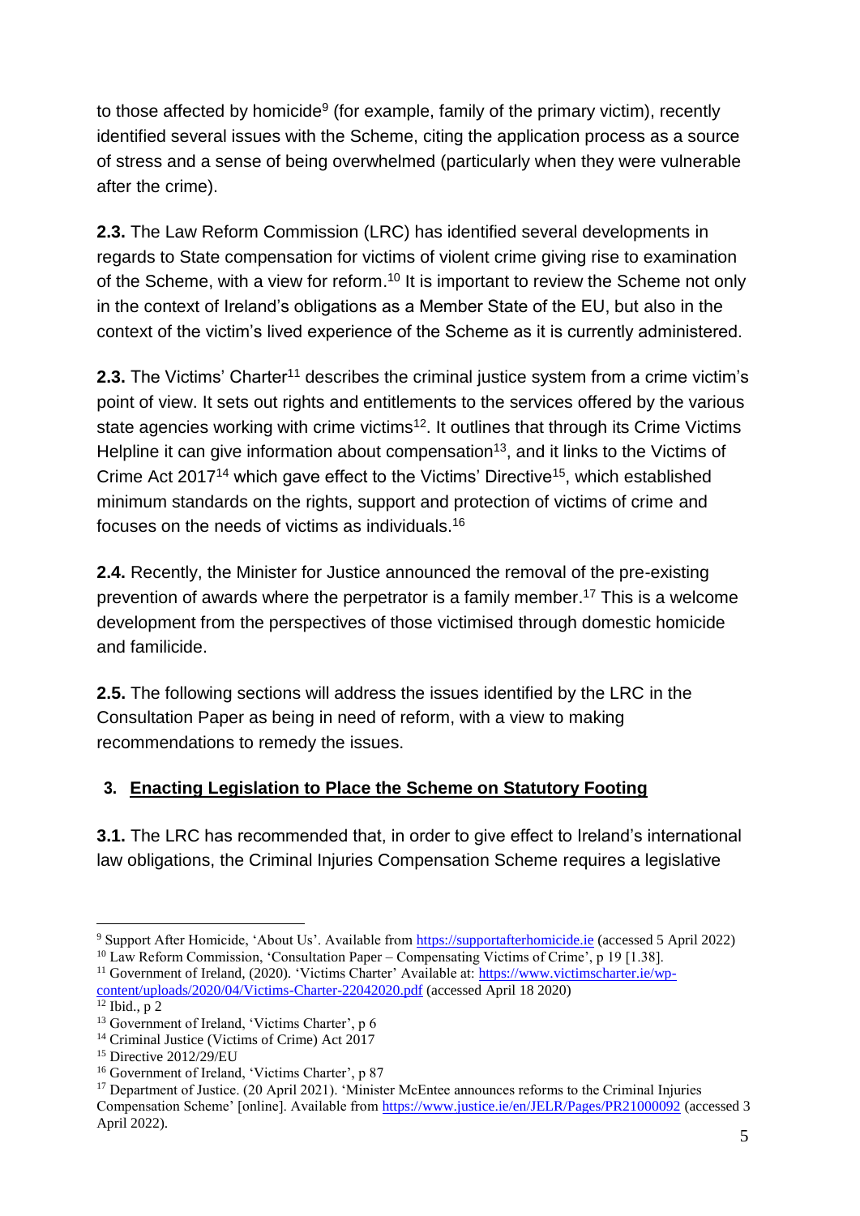to those affected by homicide[9] (for example, family of the primary victim), recently identified several issues with the Scheme, citing the application process as a source of stress and a sense of being overwhelmed (particularly when they were vulnerable after the crime).

**2.3.** The Law Reform Commission (LRC) has identified several developments in regards to State compensation for victims of violent crime giving rise to examination of the Scheme, with a view for reform.[10] It is important to review the Scheme not only in the context of Ireland's obligations as a Member State of the EU, but also in the context of the victim's lived experience of the Scheme as it is currently administered.

**2.3.** The Victims' Charter[11] describes the criminal justice system from a crime victim's point of view. It sets out rights and entitlements to the services offered by the various state agencies working with crime victims[12]. It outlines that through its Crime Victims Helpline it can give information about compensation[13], and it links to the Victims of Crime Act 2017[14] which gave effect to the Victims' Directive[15], which established minimum standards on the rights, support and protection of victims of crime and focuses on the needs of victims as individuals.[16]

**2.4.** Recently, the Minister for Justice announced the removal of the pre-existing prevention of awards where the perpetrator is a family member.[17] This is a welcome development from the perspectives of those victimised through domestic homicide and familicide.

**2.5.** The following sections will address the issues identified by the LRC in the Consultation Paper as being in need of reform, with a view to making recommendations to remedy the issues.

## 3. Enacting Legislation to Place the Scheme on Statutory Footing

**3.1.** The LRC has recommended that, in order to give effect to Ireland's international law obligations, the Criminal Injuries Compensation Scheme requires a legislative

---

[9] Support After Homicide, 'About Us'. Available from https://supportafterhomicide.ie (accessed 5 April 2022)

[10] Law Reform Commission, 'Consultation Paper – Compensating Victims of Crime', p 19 [1.38].

[11] Government of Ireland, (2020). 'Victims Charter' Available at: https://www.victimscharter.ie/wp-content/uploads/2020/04/Victims-Charter-22042020.pdf (accessed April 18 2020)

[12] Ibid., p 2

[13] Government of Ireland, 'Victims Charter', p 6

[14] Criminal Justice (Victims of Crime) Act 2017

[15] Directive 2012/29/EU

[16] Government of Ireland, 'Victims Charter', p 87

[17] Department of Justice. (20 April 2021). 'Minister McEntee announces reforms to the Criminal Injuries Compensation Scheme' [online]. Available from https://www.justice.ie/en/JELR/Pages/PR21000092 (accessed 3 April 2022).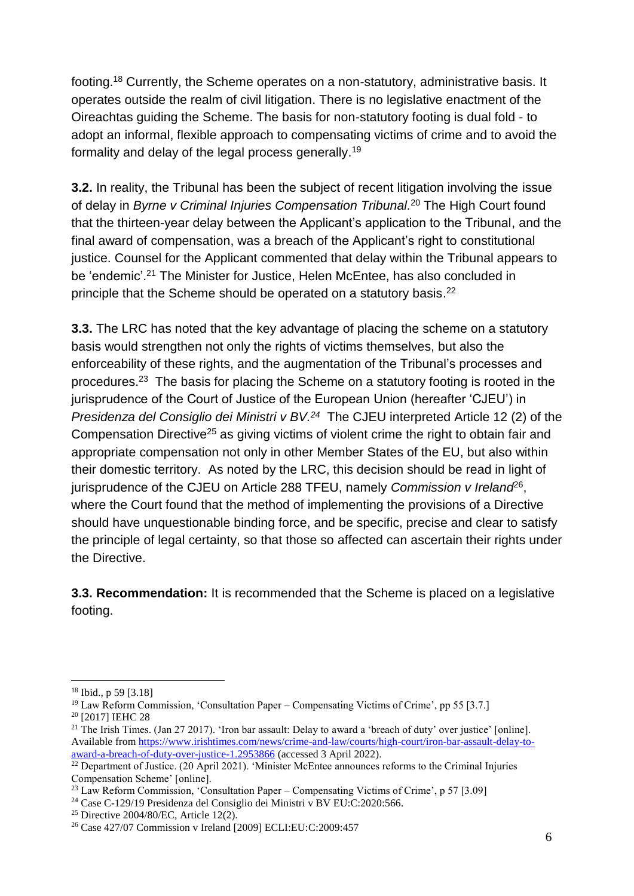footing.[18] Currently, the Scheme operates on a non-statutory, administrative basis. It operates outside the realm of civil litigation. There is no legislative enactment of the Oireachtas guiding the Scheme. The basis for non-statutory footing is dual fold - to adopt an informal, flexible approach to compensating victims of crime and to avoid the formality and delay of the legal process generally.[19]

**3.2.** In reality, the Tribunal has been the subject of recent litigation involving the issue of delay in *Byrne v Criminal Injuries Compensation Tribunal*.[20] The High Court found that the thirteen-year delay between the Applicant's application to the Tribunal, and the final award of compensation, was a breach of the Applicant's right to constitutional justice. Counsel for the Applicant commented that delay within the Tribunal appears to be 'endemic'.[21] The Minister for Justice, Helen McEntee, has also concluded in principle that the Scheme should be operated on a statutory basis.[22]

**3.3.** The LRC has noted that the key advantage of placing the scheme on a statutory basis would strengthen not only the rights of victims themselves, but also the enforceability of these rights, and the augmentation of the Tribunal's processes and procedures.[23] The basis for placing the Scheme on a statutory footing is rooted in the jurisprudence of the Court of Justice of the European Union (hereafter 'CJEU') in *Presidenza del Consiglio dei Ministri v BV.*[24] The CJEU interpreted Article 12 (2) of the Compensation Directive[25] as giving victims of violent crime the right to obtain fair and appropriate compensation not only in other Member States of the EU, but also within their domestic territory. As noted by the LRC, this decision should be read in light of jurisprudence of the CJEU on Article 288 TFEU, namely *Commission v Ireland*[26], where the Court found that the method of implementing the provisions of a Directive should have unquestionable binding force, and be specific, precise and clear to satisfy the principle of legal certainty, so that those so affected can ascertain their rights under the Directive.

**3.3. Recommendation:** It is recommended that the Scheme is placed on a legislative footing.

---

[18] Ibid., p 59 [3.18]

[19] Law Reform Commission, 'Consultation Paper – Compensating Victims of Crime', pp 55 [3.7.]

[20] [2017] IEHC 28

[21] The Irish Times. (Jan 27 2017). 'Iron bar assault: Delay to award a 'breach of duty' over justice' [online]. Available from https://www.irishtimes.com/news/crime-and-law/courts/high-court/iron-bar-assault-delay-to-award-a-breach-of-duty-over-justice-1.2953866 (accessed 3 April 2022).

[22] Department of Justice. (20 April 2021). 'Minister McEntee announces reforms to the Criminal Injuries Compensation Scheme' [online].

[23] Law Reform Commission, 'Consultation Paper – Compensating Victims of Crime', p 57 [3.09]

[24] Case C-129/19 Presidenza del Consiglio dei Ministri v BV EU:C:2020:566.

[25] Directive 2004/80/EC, Article 12(2).

[26] Case 427/07 Commission v Ireland [2009] ECLI:EU:C:2009:457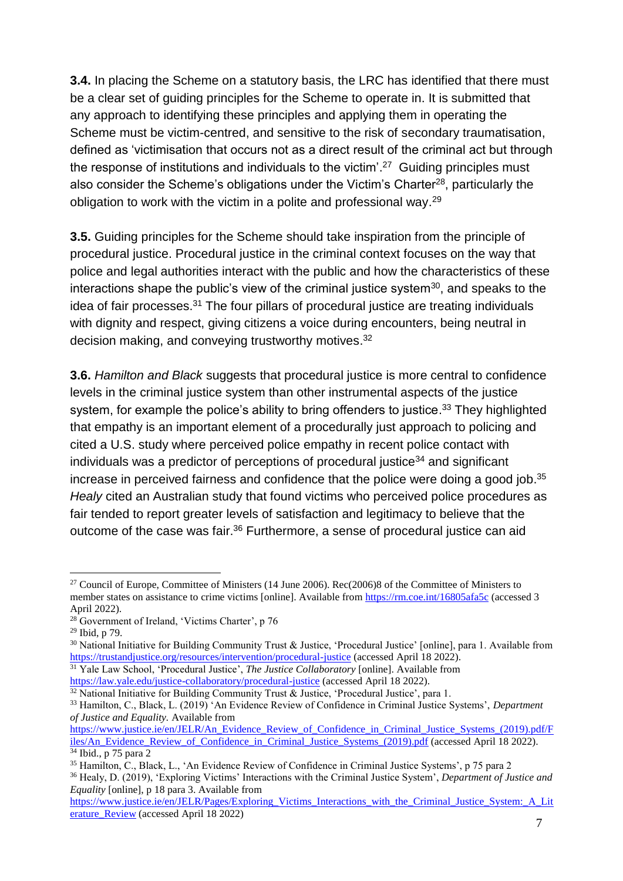**3.4.** In placing the Scheme on a statutory basis, the LRC has identified that there must be a clear set of guiding principles for the Scheme to operate in. It is submitted that any approach to identifying these principles and applying them in operating the Scheme must be victim-centred, and sensitive to the risk of secondary traumatisation, defined as 'victimisation that occurs not as a direct result of the criminal act but through the response of institutions and individuals to the victim'.[27] Guiding principles must also consider the Scheme's obligations under the Victim's Charter[28], particularly the obligation to work with the victim in a polite and professional way.[29]

**3.5.** Guiding principles for the Scheme should take inspiration from the principle of procedural justice. Procedural justice in the criminal context focuses on the way that police and legal authorities interact with the public and how the characteristics of these interactions shape the public's view of the criminal justice system[30], and speaks to the idea of fair processes.[31] The four pillars of procedural justice are treating individuals with dignity and respect, giving citizens a voice during encounters, being neutral in decision making, and conveying trustworthy motives.[32]

**3.6.** *Hamilton and Black* suggests that procedural justice is more central to confidence levels in the criminal justice system than other instrumental aspects of the justice system, for example the police's ability to bring offenders to justice.[33] They highlighted that empathy is an important element of a procedurally just approach to policing and cited a U.S. study where perceived police empathy in recent police contact with individuals was a predictor of perceptions of procedural justice[34] and significant increase in perceived fairness and confidence that the police were doing a good job.[35] *Healy* cited an Australian study that found victims who perceived police procedures as fair tended to report greater levels of satisfaction and legitimacy to believe that the outcome of the case was fair.[36] Furthermore, a sense of procedural justice can aid

---

[27] Council of Europe, Committee of Ministers (14 June 2006). Rec(2006)8 of the Committee of Ministers to member states on assistance to crime victims [online]. Available from https://rm.coe.int/16805afa5c (accessed 3 April 2022).

[28] Government of Ireland, 'Victims Charter', p 76

[29] Ibid, p 79.

[30] National Initiative for Building Community Trust & Justice, 'Procedural Justice' [online], para 1. Available from https://trustandjustice.org/resources/intervention/procedural-justice (accessed April 18 2022).

[31] Yale Law School, 'Procedural Justice', *The Justice Collaboratory* [online]. Available from https://law.yale.edu/justice-collaboratory/procedural-justice (accessed April 18 2022).

[32] National Initiative for Building Community Trust & Justice, 'Procedural Justice', para 1.

[33] Hamilton, C., Black, L. (2019) 'An Evidence Review of Confidence in Criminal Justice Systems', *Department of Justice and Equality.* Available from https://www.justice.ie/en/JELR/An_Evidence_Review_of_Confidence_in_Criminal_Justice_Systems_(2019).pdf/Files/An_Evidence_Review_of_Confidence_in_Criminal_Justice_Systems_(2019).pdf (accessed April 18 2022).

[34] Ibid., p 75 para 2

[35] Hamilton, C., Black, L., 'An Evidence Review of Confidence in Criminal Justice Systems', p 75 para 2

[36] Healy, D. (2019), 'Exploring Victims' Interactions with the Criminal Justice System', *Department of Justice and Equality* [online], p 18 para 3. Available from https://www.justice.ie/en/JELR/Pages/Exploring_Victims_Interactions_with_the_Criminal_Justice_System:_A_Literature_Review (accessed April 18 2022)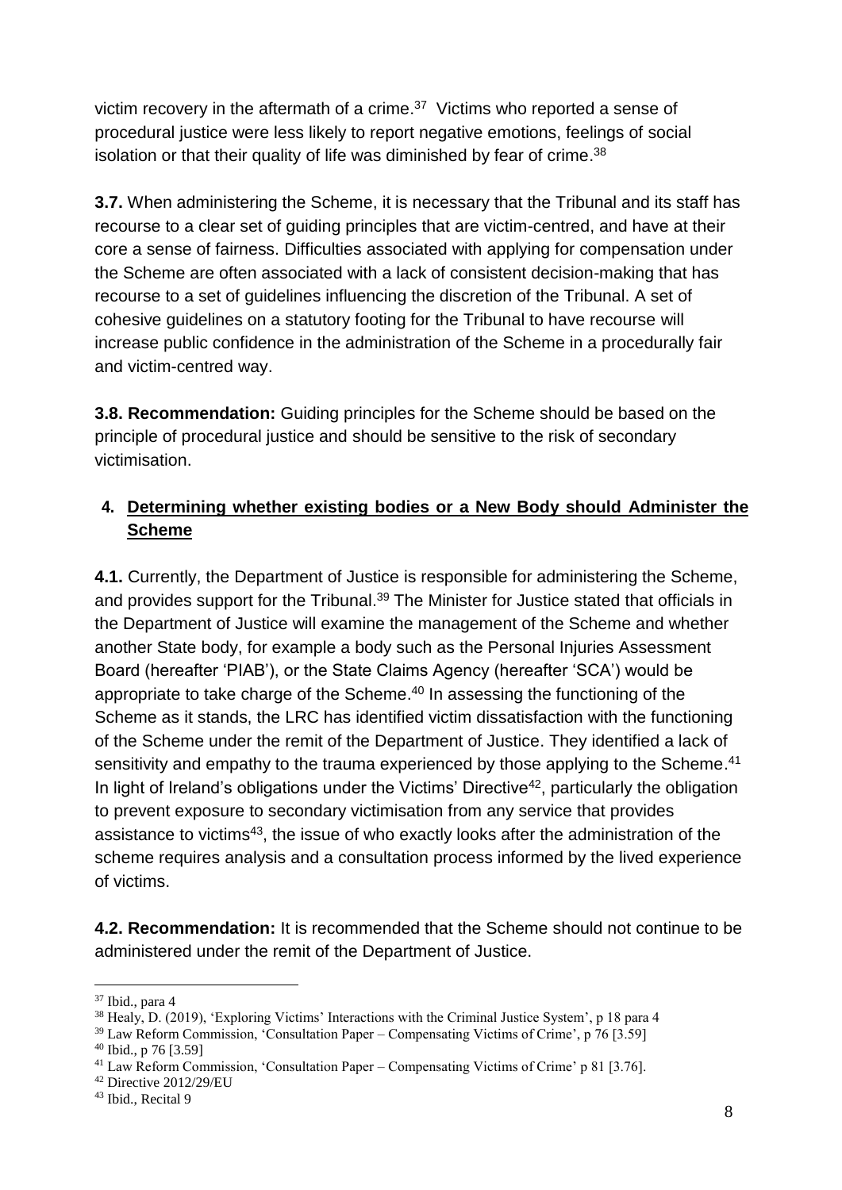victim recovery in the aftermath of a crime.[37] Victims who reported a sense of procedural justice were less likely to report negative emotions, feelings of social isolation or that their quality of life was diminished by fear of crime.[38]

**3.7.** When administering the Scheme, it is necessary that the Tribunal and its staff has recourse to a clear set of guiding principles that are victim-centred, and have at their core a sense of fairness. Difficulties associated with applying for compensation under the Scheme are often associated with a lack of consistent decision-making that has recourse to a set of guidelines influencing the discretion of the Tribunal. A set of cohesive guidelines on a statutory footing for the Tribunal to have recourse will increase public confidence in the administration of the Scheme in a procedurally fair and victim-centred way.

**3.8. Recommendation:** Guiding principles for the Scheme should be based on the principle of procedural justice and should be sensitive to the risk of secondary victimisation.

## 4. Determining whether existing bodies or a New Body should Administer the Scheme

**4.1.** Currently, the Department of Justice is responsible for administering the Scheme, and provides support for the Tribunal.[39] The Minister for Justice stated that officials in the Department of Justice will examine the management of the Scheme and whether another State body, for example a body such as the Personal Injuries Assessment Board (hereafter 'PIAB'), or the State Claims Agency (hereafter 'SCA') would be appropriate to take charge of the Scheme.[40] In assessing the functioning of the Scheme as it stands, the LRC has identified victim dissatisfaction with the functioning of the Scheme under the remit of the Department of Justice. They identified a lack of sensitivity and empathy to the trauma experienced by those applying to the Scheme.[41] In light of Ireland's obligations under the Victims' Directive[42], particularly the obligation to prevent exposure to secondary victimisation from any service that provides assistance to victims[43], the issue of who exactly looks after the administration of the scheme requires analysis and a consultation process informed by the lived experience of victims.

**4.2. Recommendation:** It is recommended that the Scheme should not continue to be administered under the remit of the Department of Justice.

---

[37] Ibid., para 4

[38] Healy, D. (2019), 'Exploring Victims' Interactions with the Criminal Justice System', p 18 para 4

[39] Law Reform Commission, 'Consultation Paper – Compensating Victims of Crime', p 76 [3.59]

[40] Ibid., p 76 [3.59]

[41] Law Reform Commission, 'Consultation Paper – Compensating Victims of Crime' p 81 [3.76].

[42] Directive 2012/29/EU

[43] Ibid., Recital 9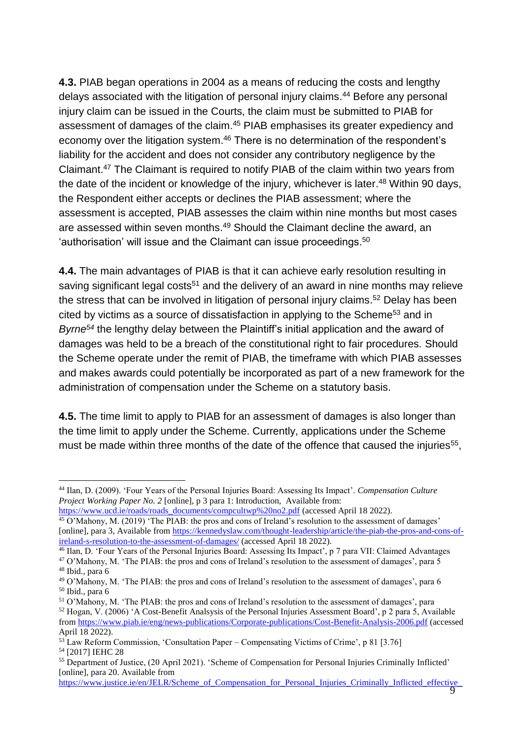**4.3.** PIAB began operations in 2004 as a means of reducing the costs and lengthy delays associated with the litigation of personal injury claims.[44] Before any personal injury claim can be issued in the Courts, the claim must be submitted to PIAB for assessment of damages of the claim.[45] PIAB emphasises its greater expediency and economy over the litigation system.[46] There is no determination of the respondent's liability for the accident and does not consider any contributory negligence by the Claimant.[47] The Claimant is required to notify PIAB of the claim within two years from the date of the incident or knowledge of the injury, whichever is later.[48] Within 90 days, the Respondent either accepts or declines the PIAB assessment; where the assessment is accepted, PIAB assesses the claim within nine months but most cases are assessed within seven months.[49] Should the Claimant decline the award, an 'authorisation' will issue and the Claimant can issue proceedings.[50]

**4.4.** The main advantages of PIAB is that it can achieve early resolution resulting in saving significant legal costs[51] and the delivery of an award in nine months may relieve the stress that can be involved in litigation of personal injury claims.[52] Delay has been cited by victims as a source of dissatisfaction in applying to the Scheme[53] and in *Byrne*[54] the lengthy delay between the Plaintiff's initial application and the award of damages was held to be a breach of the constitutional right to fair procedures. Should the Scheme operate under the remit of PIAB, the timeframe with which PIAB assesses and makes awards could potentially be incorporated as part of a new framework for the administration of compensation under the Scheme on a statutory basis.

**4.5.** The time limit to apply to PIAB for an assessment of damages is also longer than the time limit to apply under the Scheme. Currently, applications under the Scheme must be made within three months of the date of the offence that caused the injuries[55],

---

[44] Ilan, D. (2009). 'Four Years of the Personal Injuries Board: Assessing Its Impact'. *Compensation Culture Project Working Paper No. 2* [online], p 3 para 1: Introduction, Available from: https://www.ucd.ie/roads/roads_documents/compcultwp%20no2.pdf (accessed April 18 2022).

[45] O'Mahony, M. (2019) 'The PIAB: the pros and cons of Ireland's resolution to the assessment of damages' [online], para 3, Available from https://kennedyslaw.com/thought-leadership/article/the-piab-the-pros-and-cons-of-ireland-s-resolution-to-the-assessment-of-damages/ (accessed April 18 2022).

[46] Ilan, D. 'Four Years of the Personal Injuries Board: Assessing Its Impact', p 7 para VII: Claimed Advantages

[47] O'Mahony, M. 'The PIAB: the pros and cons of Ireland's resolution to the assessment of damages', para 5

[48] Ibid., para 6

[49] O'Mahony, M. 'The PIAB: the pros and cons of Ireland's resolution to the assessment of damages', para 6

[50] Ibid., para 6

[51] O'Mahony, M. 'The PIAB: the pros and cons of Ireland's resolution to the assessment of damages', para

[52] Hogan, V. (2006) 'A Cost-Benefit Analsysis of the Personal Injuries Assessment Board', p 2 para 5, Available from https://www.piab.ie/eng/news-publications/Corporate-publications/Cost-Benefit-Analysis-2006.pdf (accessed April 18 2022).

[53] Law Reform Commission, 'Consultation Paper – Compensating Victims of Crime', p 81 [3.76]

[54] [2017] IEHC 28

[55] Department of Justice, (20 April 2021). 'Scheme of Compensation for Personal Injuries Criminally Inflicted' [online], para 20. Available from https://www.justice.ie/en/JELR/Scheme_of_Compensation_for_Personal_Injuries_Criminally_Inflicted_effective_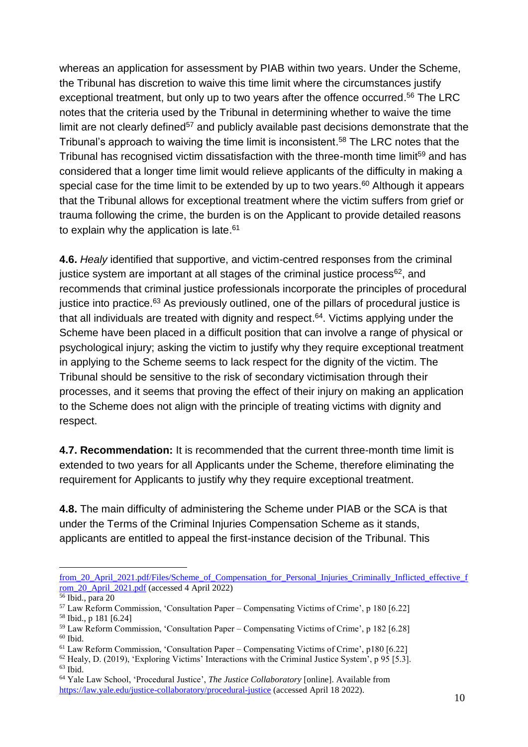whereas an application for assessment by PIAB within two years. Under the Scheme, the Tribunal has discretion to waive this time limit where the circumstances justify exceptional treatment, but only up to two years after the offence occurred.[56] The LRC notes that the criteria used by the Tribunal in determining whether to waive the time limit are not clearly defined[57] and publicly available past decisions demonstrate that the Tribunal's approach to waiving the time limit is inconsistent.[58] The LRC notes that the Tribunal has recognised victim dissatisfaction with the three-month time limit[59] and has considered that a longer time limit would relieve applicants of the difficulty in making a special case for the time limit to be extended by up to two years.[60] Although it appears that the Tribunal allows for exceptional treatment where the victim suffers from grief or trauma following the crime, the burden is on the Applicant to provide detailed reasons to explain why the application is late.[61]

**4.6.** *Healy* identified that supportive, and victim-centred responses from the criminal justice system are important at all stages of the criminal justice process[62], and recommends that criminal justice professionals incorporate the principles of procedural justice into practice.[63] As previously outlined, one of the pillars of procedural justice is that all individuals are treated with dignity and respect.[64]. Victims applying under the Scheme have been placed in a difficult position that can involve a range of physical or psychological injury; asking the victim to justify why they require exceptional treatment in applying to the Scheme seems to lack respect for the dignity of the victim. The Tribunal should be sensitive to the risk of secondary victimisation through their processes, and it seems that proving the effect of their injury on making an application to the Scheme does not align with the principle of treating victims with dignity and respect.

**4.7. Recommendation:** It is recommended that the current three-month time limit is extended to two years for all Applicants under the Scheme, therefore eliminating the requirement for Applicants to justify why they require exceptional treatment.

**4.8.** The main difficulty of administering the Scheme under PIAB or the SCA is that under the Terms of the Criminal Injuries Compensation Scheme as it stands, applicants are entitled to appeal the first-instance decision of the Tribunal. This

---

from_20_April_2021.pdf/Files/Scheme_of_Compensation_for_Personal_Injuries_Criminally_Inflicted_effective_from_20_April_2021.pdf (accessed 4 April 2022)

[56] Ibid., para 20

[57] Law Reform Commission, 'Consultation Paper – Compensating Victims of Crime', p 180 [6.22]

[58] Ibid., p 181 [6.24]

[59] Law Reform Commission, 'Consultation Paper – Compensating Victims of Crime', p 182 [6.28]

[60] Ibid.

[61] Law Reform Commission, 'Consultation Paper – Compensating Victims of Crime', p180 [6.22]

[62] Healy, D. (2019), 'Exploring Victims' Interactions with the Criminal Justice System', p 95 [5.3].

[63] Ibid.

[64] Yale Law School, 'Procedural Justice', *The Justice Collaboratory* [online]. Available from https://law.yale.edu/justice-collaboratory/procedural-justice (accessed April 18 2022).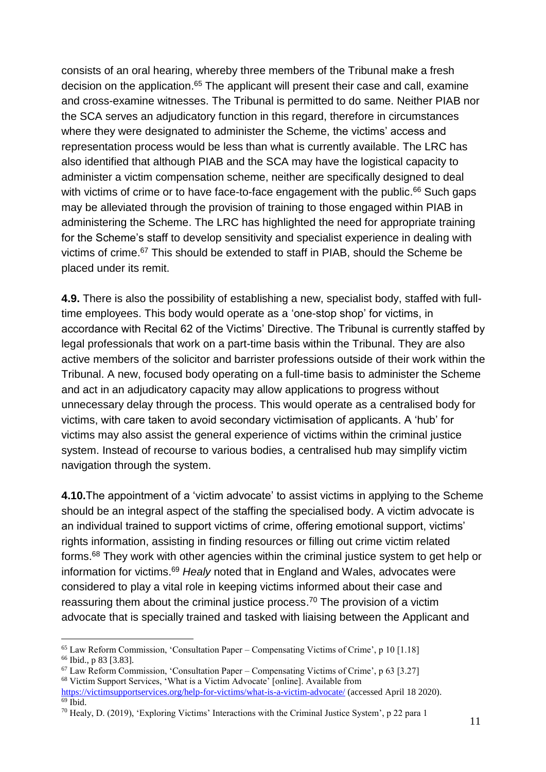consists of an oral hearing, whereby three members of the Tribunal make a fresh decision on the application.[65] The applicant will present their case and call, examine and cross-examine witnesses. The Tribunal is permitted to do same. Neither PIAB nor the SCA serves an adjudicatory function in this regard, therefore in circumstances where they were designated to administer the Scheme, the victims' access and representation process would be less than what is currently available. The LRC has also identified that although PIAB and the SCA may have the logistical capacity to administer a victim compensation scheme, neither are specifically designed to deal with victims of crime or to have face-to-face engagement with the public.[66] Such gaps may be alleviated through the provision of training to those engaged within PIAB in administering the Scheme. The LRC has highlighted the need for appropriate training for the Scheme's staff to develop sensitivity and specialist experience in dealing with victims of crime.[67] This should be extended to staff in PIAB, should the Scheme be placed under its remit.

**4.9.** There is also the possibility of establishing a new, specialist body, staffed with full-time employees. This body would operate as a 'one-stop shop' for victims, in accordance with Recital 62 of the Victims' Directive. The Tribunal is currently staffed by legal professionals that work on a part-time basis within the Tribunal. They are also active members of the solicitor and barrister professions outside of their work within the Tribunal. A new, focused body operating on a full-time basis to administer the Scheme and act in an adjudicatory capacity may allow applications to progress without unnecessary delay through the process. This would operate as a centralised body for victims, with care taken to avoid secondary victimisation of applicants. A 'hub' for victims may also assist the general experience of victims within the criminal justice system. Instead of recourse to various bodies, a centralised hub may simplify victim navigation through the system.

**4.10.** The appointment of a 'victim advocate' to assist victims in applying to the Scheme should be an integral aspect of the staffing the specialised body. A victim advocate is an individual trained to support victims of crime, offering emotional support, victims' rights information, assisting in finding resources or filling out crime victim related forms.[68] They work with other agencies within the criminal justice system to get help or information for victims.[69] *Healy* noted that in England and Wales, advocates were considered to play a vital role in keeping victims informed about their case and reassuring them about the criminal justice process.[70] The provision of a victim advocate that is specially trained and tasked with liaising between the Applicant and

---

[65] Law Reform Commission, 'Consultation Paper – Compensating Victims of Crime', p 10 [1.18]

[66] Ibid., p 83 [3.83].

[67] Law Reform Commission, 'Consultation Paper – Compensating Victims of Crime', p 63 [3.27]

[68] Victim Support Services, 'What is a Victim Advocate' [online]. Available from https://victimsupportservices.org/help-for-victims/what-is-a-victim-advocate/ (accessed April 18 2020).

[69] Ibid.

[70] Healy, D. (2019), 'Exploring Victims' Interactions with the Criminal Justice System', p 22 para 1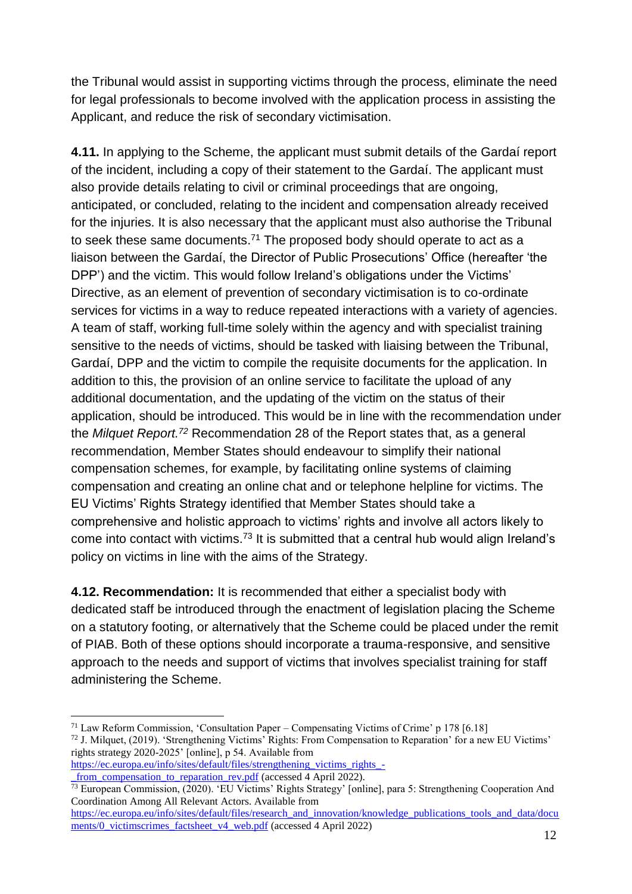the Tribunal would assist in supporting victims through the process, eliminate the need for legal professionals to become involved with the application process in assisting the Applicant, and reduce the risk of secondary victimisation.

**4.11.** In applying to the Scheme, the applicant must submit details of the Gardaí report of the incident, including a copy of their statement to the Gardaí. The applicant must also provide details relating to civil or criminal proceedings that are ongoing, anticipated, or concluded, relating to the incident and compensation already received for the injuries. It is also necessary that the applicant must also authorise the Tribunal to seek these same documents.[71] The proposed body should operate to act as a liaison between the Gardaí, the Director of Public Prosecutions' Office (hereafter 'the DPP') and the victim. This would follow Ireland's obligations under the Victims' Directive, as an element of prevention of secondary victimisation is to co-ordinate services for victims in a way to reduce repeated interactions with a variety of agencies. A team of staff, working full-time solely within the agency and with specialist training sensitive to the needs of victims, should be tasked with liaising between the Tribunal, Gardaí, DPP and the victim to compile the requisite documents for the application. In addition to this, the provision of an online service to facilitate the upload of any additional documentation, and the updating of the victim on the status of their application, should be introduced. This would be in line with the recommendation under the *Milquet Report.*[72] Recommendation 28 of the Report states that, as a general recommendation, Member States should endeavour to simplify their national compensation schemes, for example, by facilitating online systems of claiming compensation and creating an online chat and or telephone helpline for victims. The EU Victims' Rights Strategy identified that Member States should take a comprehensive and holistic approach to victims' rights and involve all actors likely to come into contact with victims.[73] It is submitted that a central hub would align Ireland's policy on victims in line with the aims of the Strategy.

**4.12. Recommendation:** It is recommended that either a specialist body with dedicated staff be introduced through the enactment of legislation placing the Scheme on a statutory footing, or alternatively that the Scheme could be placed under the remit of PIAB. Both of these options should incorporate a trauma-responsive, and sensitive approach to the needs and support of victims that involves specialist training for staff administering the Scheme.

---

[71] Law Reform Commission, 'Consultation Paper – Compensating Victims of Crime' p 178 [6.18]

[72] J. Milquet, (2019). 'Strengthening Victims' Rights: From Compensation to Reparation' for a new EU Victims' rights strategy 2020-2025' [online], p 54. Available from https://ec.europa.eu/info/sites/default/files/strengthening_victims_rights_-_from_compensation_to_reparation_rev.pdf (accessed 4 April 2022).

[73] European Commission, (2020). 'EU Victims' Rights Strategy' [online], para 5: Strengthening Cooperation And Coordination Among All Relevant Actors. Available from https://ec.europa.eu/info/sites/default/files/research_and_innovation/knowledge_publications_tools_and_data/documents/0_victimscrimes_factsheet_v4_web.pdf (accessed 4 April 2022)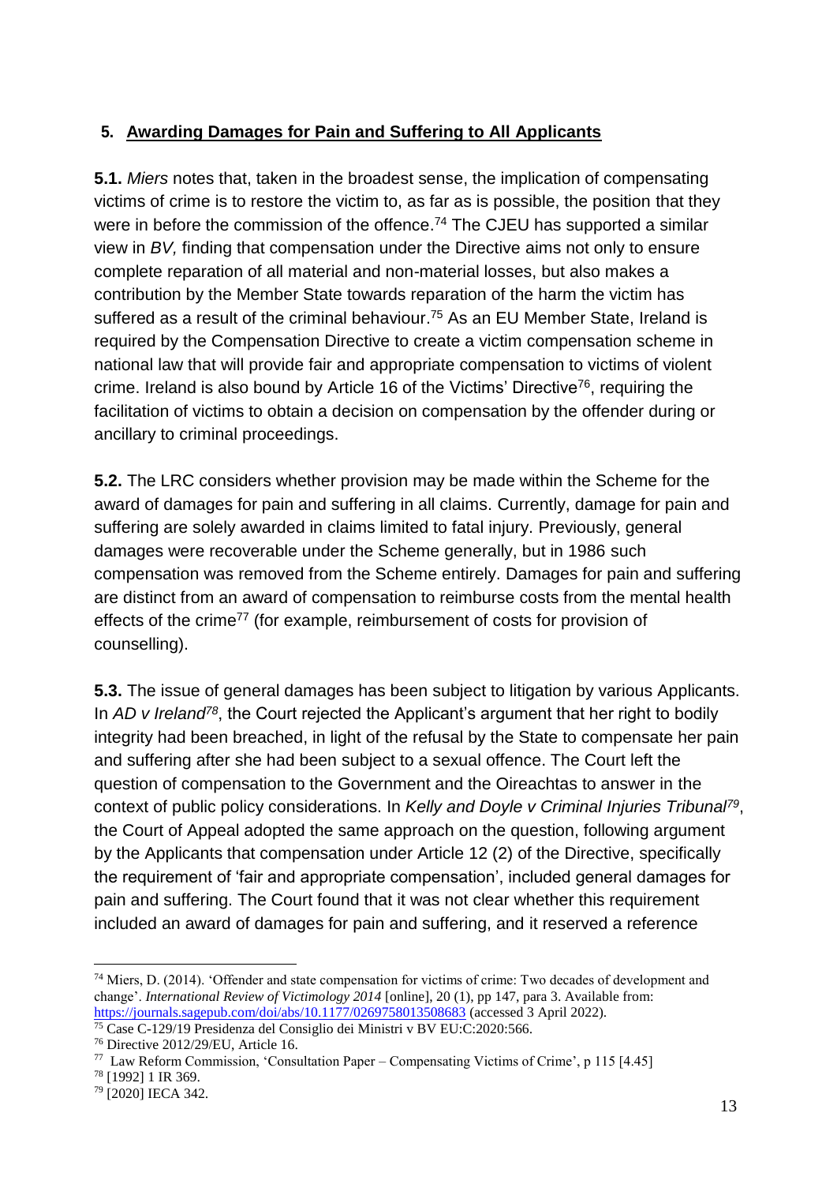## 5. Awarding Damages for Pain and Suffering to All Applicants

**5.1.** *Miers* notes that, taken in the broadest sense, the implication of compensating victims of crime is to restore the victim to, as far as is possible, the position that they were in before the commission of the offence.[74] The CJEU has supported a similar view in *BV,* finding that compensation under the Directive aims not only to ensure complete reparation of all material and non-material losses, but also makes a contribution by the Member State towards reparation of the harm the victim has suffered as a result of the criminal behaviour.[75] As an EU Member State, Ireland is required by the Compensation Directive to create a victim compensation scheme in national law that will provide fair and appropriate compensation to victims of violent crime. Ireland is also bound by Article 16 of the Victims' Directive[76], requiring the facilitation of victims to obtain a decision on compensation by the offender during or ancillary to criminal proceedings.

**5.2.** The LRC considers whether provision may be made within the Scheme for the award of damages for pain and suffering in all claims. Currently, damage for pain and suffering are solely awarded in claims limited to fatal injury. Previously, general damages were recoverable under the Scheme generally, but in 1986 such compensation was removed from the Scheme entirely. Damages for pain and suffering are distinct from an award of compensation to reimburse costs from the mental health effects of the crime[77] (for example, reimbursement of costs for provision of counselling).

**5.3.** The issue of general damages has been subject to litigation by various Applicants. In *AD v Ireland[78]*, the Court rejected the Applicant's argument that her right to bodily integrity had been breached, in light of the refusal by the State to compensate her pain and suffering after she had been subject to a sexual offence. The Court left the question of compensation to the Government and the Oireachtas to answer in the context of public policy considerations. In *Kelly and Doyle v Criminal Injuries Tribunal[79]*, the Court of Appeal adopted the same approach on the question, following argument by the Applicants that compensation under Article 12 (2) of the Directive, specifically the requirement of 'fair and appropriate compensation', included general damages for pain and suffering. The Court found that it was not clear whether this requirement included an award of damages for pain and suffering, and it reserved a reference

---

[74] Miers, D. (2014). 'Offender and state compensation for victims of crime: Two decades of development and change'. *International Review of Victimology 2014* [online], 20 (1), pp 147, para 3. Available from: https://journals.sagepub.com/doi/abs/10.1177/0269758013508683 (accessed 3 April 2022).

[75] Case C-129/19 Presidenza del Consiglio dei Ministri v BV EU:C:2020:566.

[76] Directive 2012/29/EU, Article 16.

[77] Law Reform Commission, 'Consultation Paper – Compensating Victims of Crime', p 115 [4.45]

[78] [1992] 1 IR 369.

[79] [2020] IECA 342.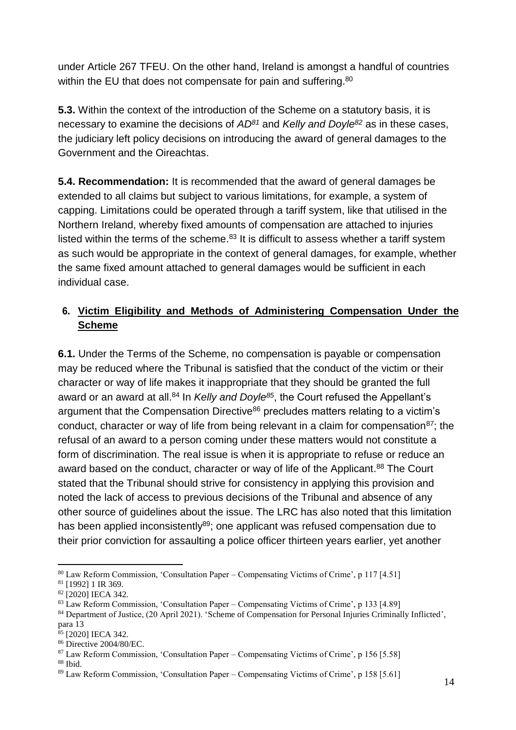under Article 267 TFEU. On the other hand, Ireland is amongst a handful of countries within the EU that does not compensate for pain and suffering.[80]

**5.3.** Within the context of the introduction of the Scheme on a statutory basis, it is necessary to examine the decisions of *AD*[81] and *Kelly and Doyle*[82] as in these cases, the judiciary left policy decisions on introducing the award of general damages to the Government and the Oireachtas.

**5.4. Recommendation:** It is recommended that the award of general damages be extended to all claims but subject to various limitations, for example, a system of capping. Limitations could be operated through a tariff system, like that utilised in the Northern Ireland, whereby fixed amounts of compensation are attached to injuries listed within the terms of the scheme.[83] It is difficult to assess whether a tariff system as such would be appropriate in the context of general damages, for example, whether the same fixed amount attached to general damages would be sufficient in each individual case.

## 6. Victim Eligibility and Methods of Administering Compensation Under the Scheme

**6.1.** Under the Terms of the Scheme, no compensation is payable or compensation may be reduced where the Tribunal is satisfied that the conduct of the victim or their character or way of life makes it inappropriate that they should be granted the full award or an award at all.[84] In *Kelly and Doyle*[85], the Court refused the Appellant's argument that the Compensation Directive[86] precludes matters relating to a victim's conduct, character or way of life from being relevant in a claim for compensation[87]; the refusal of an award to a person coming under these matters would not constitute a form of discrimination. The real issue is when it is appropriate to refuse or reduce an award based on the conduct, character or way of life of the Applicant.[88] The Court stated that the Tribunal should strive for consistency in applying this provision and noted the lack of access to previous decisions of the Tribunal and absence of any other source of guidelines about the issue. The LRC has also noted that this limitation has been applied inconsistently[89]; one applicant was refused compensation due to their prior conviction for assaulting a police officer thirteen years earlier, yet another

---

[80] Law Reform Commission, 'Consultation Paper – Compensating Victims of Crime', p 117 [4.51]

[81] [1992] 1 IR 369.

[82] [2020] IECA 342.

[83] Law Reform Commission, 'Consultation Paper – Compensating Victims of Crime', p 133 [4.89]

[84] Department of Justice, (20 April 2021). 'Scheme of Compensation for Personal Injuries Criminally Inflicted', para 13

[85] [2020] IECA 342.

[86] Directive 2004/80/EC.

[87] Law Reform Commission, 'Consultation Paper – Compensating Victims of Crime', p 156 [5.58]

[88] Ibid.

[89] Law Reform Commission, 'Consultation Paper – Compensating Victims of Crime', p 158 [5.61]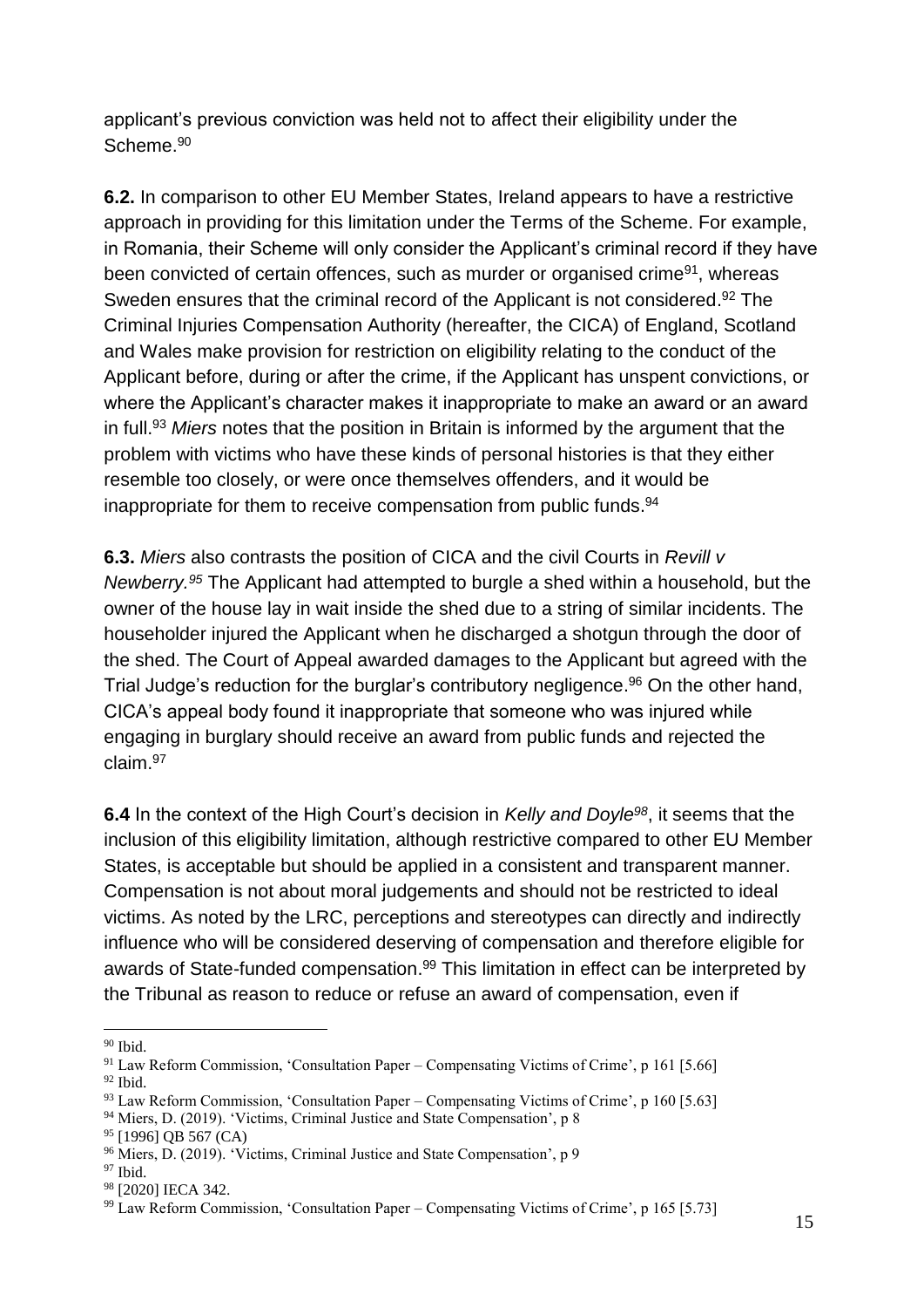applicant's previous conviction was held not to affect their eligibility under the Scheme.[90]

**6.2.** In comparison to other EU Member States, Ireland appears to have a restrictive approach in providing for this limitation under the Terms of the Scheme. For example, in Romania, their Scheme will only consider the Applicant's criminal record if they have been convicted of certain offences, such as murder or organised crime[91], whereas Sweden ensures that the criminal record of the Applicant is not considered.[92] The Criminal Injuries Compensation Authority (hereafter, the CICA) of England, Scotland and Wales make provision for restriction on eligibility relating to the conduct of the Applicant before, during or after the crime, if the Applicant has unspent convictions, or where the Applicant's character makes it inappropriate to make an award or an award in full.[93] *Miers* notes that the position in Britain is informed by the argument that the problem with victims who have these kinds of personal histories is that they either resemble too closely, or were once themselves offenders, and it would be inappropriate for them to receive compensation from public funds.[94]

**6.3.** *Miers* also contrasts the position of CICA and the civil Courts in *Revill v Newberry.*[95] The Applicant had attempted to burgle a shed within a household, but the owner of the house lay in wait inside the shed due to a string of similar incidents. The householder injured the Applicant when he discharged a shotgun through the door of the shed. The Court of Appeal awarded damages to the Applicant but agreed with the Trial Judge's reduction for the burglar's contributory negligence.[96] On the other hand, CICA's appeal body found it inappropriate that someone who was injured while engaging in burglary should receive an award from public funds and rejected the claim.[97]

**6.4** In the context of the High Court's decision in *Kelly and Doyle*[98], it seems that the inclusion of this eligibility limitation, although restrictive compared to other EU Member States, is acceptable but should be applied in a consistent and transparent manner. Compensation is not about moral judgements and should not be restricted to ideal victims. As noted by the LRC, perceptions and stereotypes can directly and indirectly influence who will be considered deserving of compensation and therefore eligible for awards of State-funded compensation.[99] This limitation in effect can be interpreted by the Tribunal as reason to reduce or refuse an award of compensation, even if

---

[90] Ibid.

[91] Law Reform Commission, 'Consultation Paper – Compensating Victims of Crime', p 161 [5.66]

[92] Ibid.

[93] Law Reform Commission, 'Consultation Paper – Compensating Victims of Crime', p 160 [5.63]

[94] Miers, D. (2019). 'Victims, Criminal Justice and State Compensation', p 8

[95] [1996] QB 567 (CA)

[96] Miers, D. (2019). 'Victims, Criminal Justice and State Compensation', p 9

[97] Ibid.

[98] [2020] IECA 342.

[99] Law Reform Commission, 'Consultation Paper – Compensating Victims of Crime', p 165 [5.73]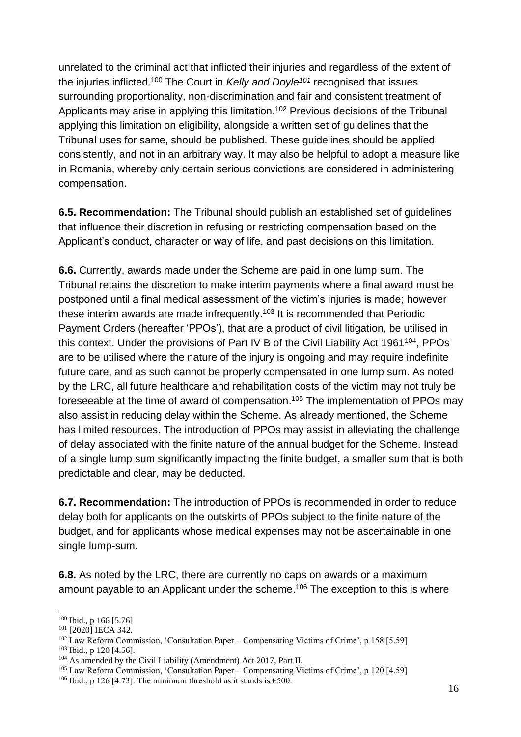unrelated to the criminal act that inflicted their injuries and regardless of the extent of the injuries inflicted.[100] The Court in *Kelly and Doyle*[101] recognised that issues surrounding proportionality, non-discrimination and fair and consistent treatment of Applicants may arise in applying this limitation.[102] Previous decisions of the Tribunal applying this limitation on eligibility, alongside a written set of guidelines that the Tribunal uses for same, should be published. These guidelines should be applied consistently, and not in an arbitrary way. It may also be helpful to adopt a measure like in Romania, whereby only certain serious convictions are considered in administering compensation.

**6.5. Recommendation:** The Tribunal should publish an established set of guidelines that influence their discretion in refusing or restricting compensation based on the Applicant's conduct, character or way of life, and past decisions on this limitation.

**6.6.** Currently, awards made under the Scheme are paid in one lump sum. The Tribunal retains the discretion to make interim payments where a final award must be postponed until a final medical assessment of the victim's injuries is made; however these interim awards are made infrequently.[103] It is recommended that Periodic Payment Orders (hereafter 'PPOs'), that are a product of civil litigation, be utilised in this context. Under the provisions of Part IV B of the Civil Liability Act 1961[104], PPOs are to be utilised where the nature of the injury is ongoing and may require indefinite future care, and as such cannot be properly compensated in one lump sum. As noted by the LRC, all future healthcare and rehabilitation costs of the victim may not truly be foreseeable at the time of award of compensation.[105] The implementation of PPOs may also assist in reducing delay within the Scheme. As already mentioned, the Scheme has limited resources. The introduction of PPOs may assist in alleviating the challenge of delay associated with the finite nature of the annual budget for the Scheme. Instead of a single lump sum significantly impacting the finite budget, a smaller sum that is both predictable and clear, may be deducted.

**6.7. Recommendation:** The introduction of PPOs is recommended in order to reduce delay both for applicants on the outskirts of PPOs subject to the finite nature of the budget, and for applicants whose medical expenses may not be ascertainable in one single lump-sum.

**6.8.** As noted by the LRC, there are currently no caps on awards or a maximum amount payable to an Applicant under the scheme.[106] The exception to this is where

---

[100] Ibid., p 166 [5.76]

[101] [2020] IECA 342.

[102] Law Reform Commission, 'Consultation Paper – Compensating Victims of Crime', p 158 [5.59]

[103] Ibid., p 120 [4.56].

[104] As amended by the Civil Liability (Amendment) Act 2017, Part II.

[105] Law Reform Commission, 'Consultation Paper – Compensating Victims of Crime', p 120 [4.59]

[106] Ibid., p 126 [4.73]. The minimum threshold as it stands is €500.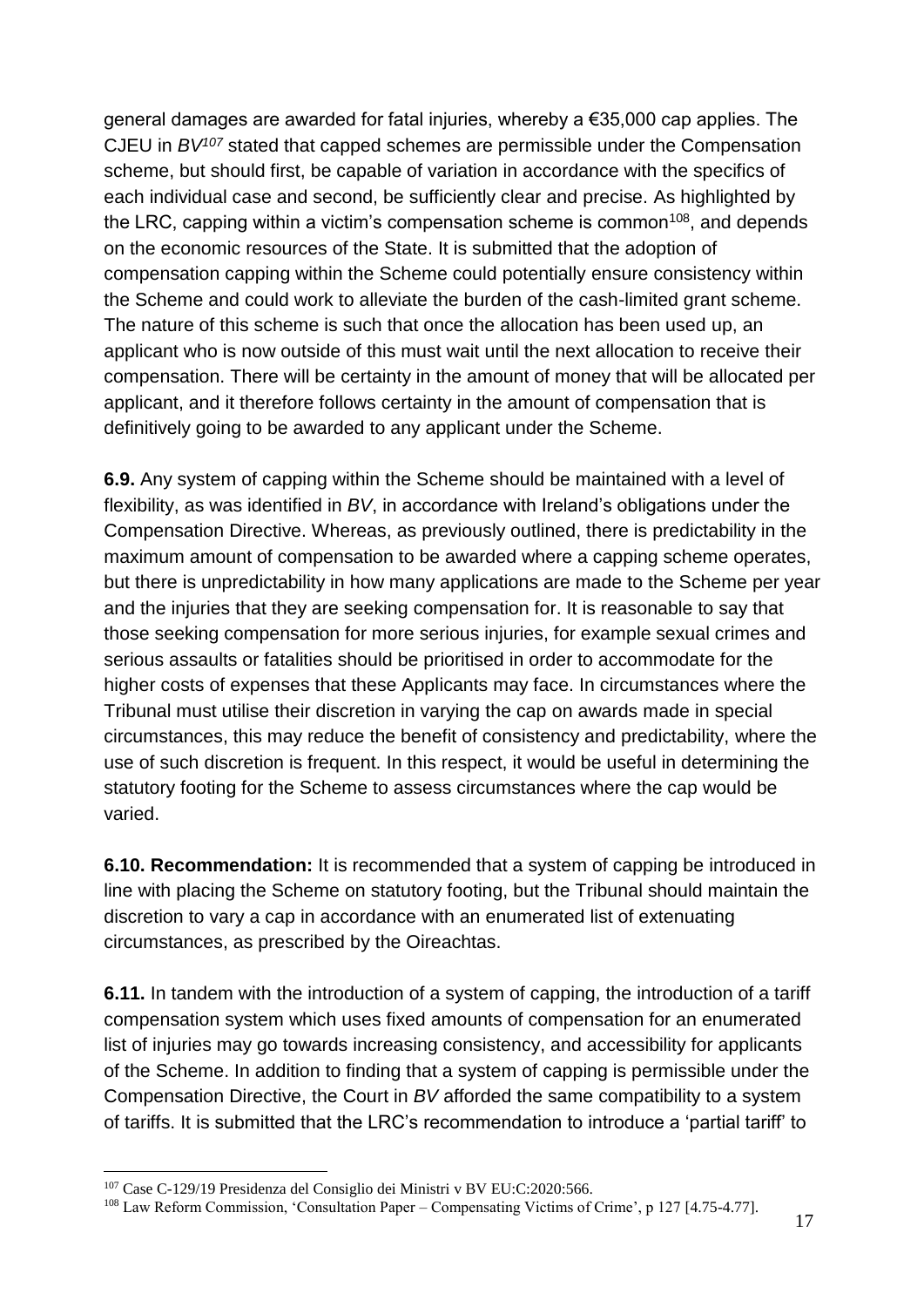general damages are awarded for fatal injuries, whereby a €35,000 cap applies. The CJEU in *BV*[107] stated that capped schemes are permissible under the Compensation scheme, but should first, be capable of variation in accordance with the specifics of each individual case and second, be sufficiently clear and precise. As highlighted by the LRC, capping within a victim's compensation scheme is common[108], and depends on the economic resources of the State. It is submitted that the adoption of compensation capping within the Scheme could potentially ensure consistency within the Scheme and could work to alleviate the burden of the cash-limited grant scheme. The nature of this scheme is such that once the allocation has been used up, an applicant who is now outside of this must wait until the next allocation to receive their compensation. There will be certainty in the amount of money that will be allocated per applicant, and it therefore follows certainty in the amount of compensation that is definitively going to be awarded to any applicant under the Scheme.

**6.9.** Any system of capping within the Scheme should be maintained with a level of flexibility, as was identified in *BV*, in accordance with Ireland's obligations under the Compensation Directive. Whereas, as previously outlined, there is predictability in the maximum amount of compensation to be awarded where a capping scheme operates, but there is unpredictability in how many applications are made to the Scheme per year and the injuries that they are seeking compensation for. It is reasonable to say that those seeking compensation for more serious injuries, for example sexual crimes and serious assaults or fatalities should be prioritised in order to accommodate for the higher costs of expenses that these Applicants may face. In circumstances where the Tribunal must utilise their discretion in varying the cap on awards made in special circumstances, this may reduce the benefit of consistency and predictability, where the use of such discretion is frequent. In this respect, it would be useful in determining the statutory footing for the Scheme to assess circumstances where the cap would be varied.

**6.10. Recommendation:** It is recommended that a system of capping be introduced in line with placing the Scheme on statutory footing, but the Tribunal should maintain the discretion to vary a cap in accordance with an enumerated list of extenuating circumstances, as prescribed by the Oireachtas.

**6.11.** In tandem with the introduction of a system of capping, the introduction of a tariff compensation system which uses fixed amounts of compensation for an enumerated list of injuries may go towards increasing consistency, and accessibility for applicants of the Scheme. In addition to finding that a system of capping is permissible under the Compensation Directive, the Court in *BV* afforded the same compatibility to a system of tariffs. It is submitted that the LRC's recommendation to introduce a 'partial tariff' to

[107] Case C-129/19 Presidenza del Consiglio dei Ministri v BV EU:C:2020:566.

[108] Law Reform Commission, 'Consultation Paper – Compensating Victims of Crime', p 127 [4.75-4.77].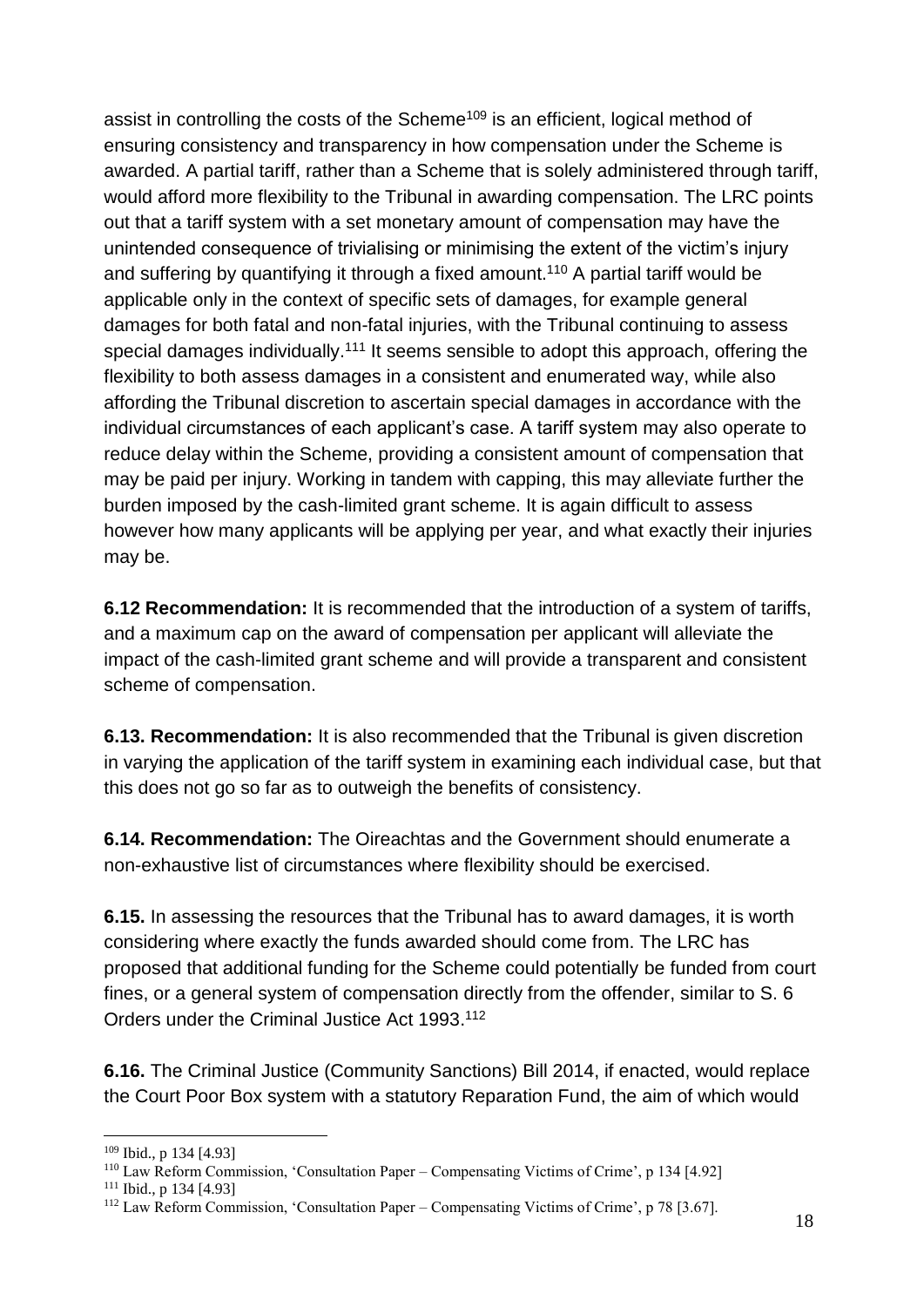assist in controlling the costs of the Scheme[109] is an efficient, logical method of ensuring consistency and transparency in how compensation under the Scheme is awarded. A partial tariff, rather than a Scheme that is solely administered through tariff, would afford more flexibility to the Tribunal in awarding compensation. The LRC points out that a tariff system with a set monetary amount of compensation may have the unintended consequence of trivialising or minimising the extent of the victim's injury and suffering by quantifying it through a fixed amount.[110] A partial tariff would be applicable only in the context of specific sets of damages, for example general damages for both fatal and non-fatal injuries, with the Tribunal continuing to assess special damages individually.[111] It seems sensible to adopt this approach, offering the flexibility to both assess damages in a consistent and enumerated way, while also affording the Tribunal discretion to ascertain special damages in accordance with the individual circumstances of each applicant's case. A tariff system may also operate to reduce delay within the Scheme, providing a consistent amount of compensation that may be paid per injury. Working in tandem with capping, this may alleviate further the burden imposed by the cash-limited grant scheme. It is again difficult to assess however how many applicants will be applying per year, and what exactly their injuries may be.

**6.12 Recommendation:** It is recommended that the introduction of a system of tariffs, and a maximum cap on the award of compensation per applicant will alleviate the impact of the cash-limited grant scheme and will provide a transparent and consistent scheme of compensation.

**6.13. Recommendation:** It is also recommended that the Tribunal is given discretion in varying the application of the tariff system in examining each individual case, but that this does not go so far as to outweigh the benefits of consistency.

**6.14. Recommendation:** The Oireachtas and the Government should enumerate a non-exhaustive list of circumstances where flexibility should be exercised.

**6.15.** In assessing the resources that the Tribunal has to award damages, it is worth considering where exactly the funds awarded should come from. The LRC has proposed that additional funding for the Scheme could potentially be funded from court fines, or a general system of compensation directly from the offender, similar to S. 6 Orders under the Criminal Justice Act 1993.[112]

**6.16.** The Criminal Justice (Community Sanctions) Bill 2014, if enacted, would replace the Court Poor Box system with a statutory Reparation Fund, the aim of which would

---

[109] Ibid., p 134 [4.93]

[110] Law Reform Commission, 'Consultation Paper – Compensating Victims of Crime', p 134 [4.92]

[111] Ibid., p 134 [4.93]

[112] Law Reform Commission, 'Consultation Paper – Compensating Victims of Crime', p 78 [3.67].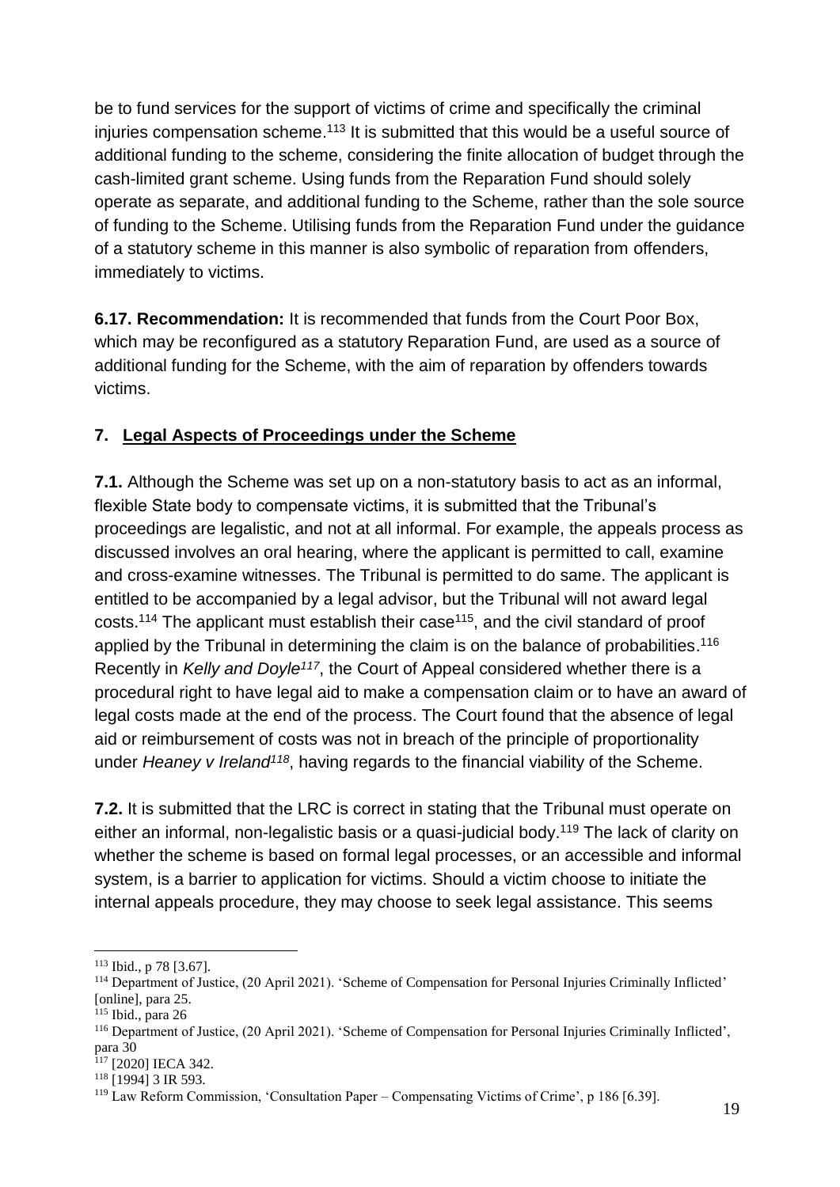be to fund services for the support of victims of crime and specifically the criminal injuries compensation scheme.[113] It is submitted that this would be a useful source of additional funding to the scheme, considering the finite allocation of budget through the cash-limited grant scheme. Using funds from the Reparation Fund should solely operate as separate, and additional funding to the Scheme, rather than the sole source of funding to the Scheme. Utilising funds from the Reparation Fund under the guidance of a statutory scheme in this manner is also symbolic of reparation from offenders, immediately to victims.

**6.17. Recommendation:** It is recommended that funds from the Court Poor Box, which may be reconfigured as a statutory Reparation Fund, are used as a source of additional funding for the Scheme, with the aim of reparation by offenders towards victims.

## 7. Legal Aspects of Proceedings under the Scheme

**7.1.** Although the Scheme was set up on a non-statutory basis to act as an informal, flexible State body to compensate victims, it is submitted that the Tribunal's proceedings are legalistic, and not at all informal. For example, the appeals process as discussed involves an oral hearing, where the applicant is permitted to call, examine and cross-examine witnesses. The Tribunal is permitted to do same. The applicant is entitled to be accompanied by a legal advisor, but the Tribunal will not award legal costs.[114] The applicant must establish their case[115], and the civil standard of proof applied by the Tribunal in determining the claim is on the balance of probabilities.[116] Recently in *Kelly and Doyle*[117], the Court of Appeal considered whether there is a procedural right to have legal aid to make a compensation claim or to have an award of legal costs made at the end of the process. The Court found that the absence of legal aid or reimbursement of costs was not in breach of the principle of proportionality under *Heaney v Ireland*[118], having regards to the financial viability of the Scheme.

**7.2.** It is submitted that the LRC is correct in stating that the Tribunal must operate on either an informal, non-legalistic basis or a quasi-judicial body.[119] The lack of clarity on whether the scheme is based on formal legal processes, or an accessible and informal system, is a barrier to application for victims. Should a victim choose to initiate the internal appeals procedure, they may choose to seek legal assistance. This seems

---

[113] Ibid., p 78 [3.67].

[114] Department of Justice, (20 April 2021). 'Scheme of Compensation for Personal Injuries Criminally Inflicted' [online], para 25.

[115] Ibid., para 26

[116] Department of Justice, (20 April 2021). 'Scheme of Compensation for Personal Injuries Criminally Inflicted', para 30

[117] [2020] IECA 342.

[118] [1994] 3 IR 593.

[119] Law Reform Commission, 'Consultation Paper – Compensating Victims of Crime', p 186 [6.39].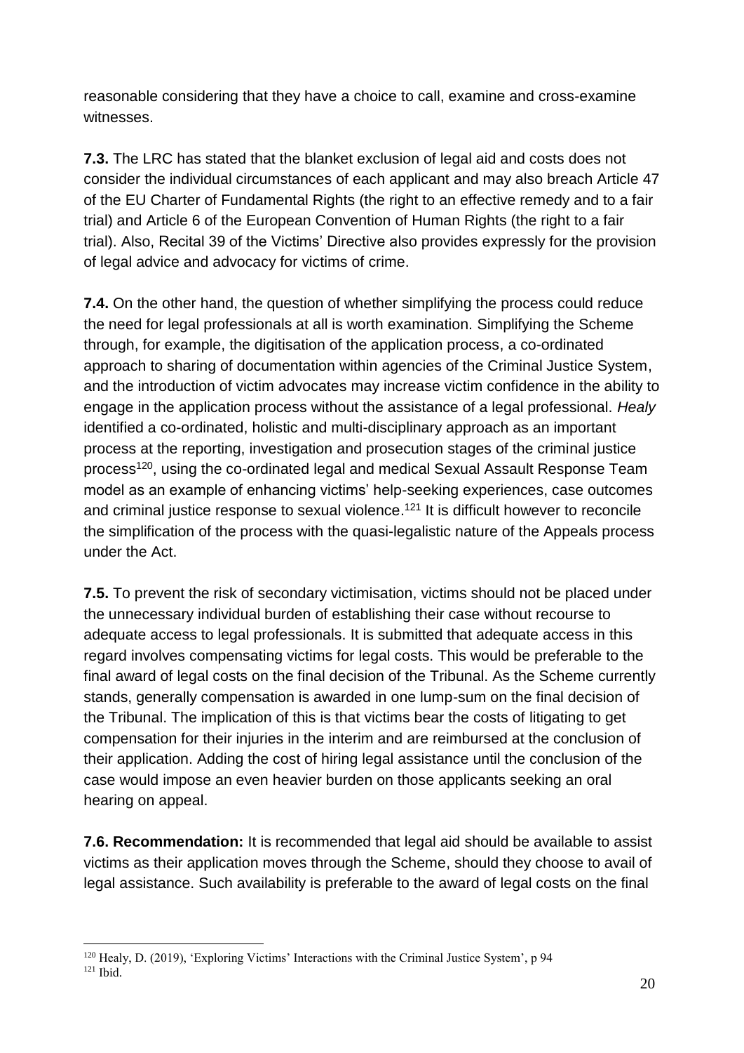reasonable considering that they have a choice to call, examine and cross-examine witnesses.

**7.3.** The LRC has stated that the blanket exclusion of legal aid and costs does not consider the individual circumstances of each applicant and may also breach Article 47 of the EU Charter of Fundamental Rights (the right to an effective remedy and to a fair trial) and Article 6 of the European Convention of Human Rights (the right to a fair trial). Also, Recital 39 of the Victims' Directive also provides expressly for the provision of legal advice and advocacy for victims of crime.

**7.4.** On the other hand, the question of whether simplifying the process could reduce the need for legal professionals at all is worth examination. Simplifying the Scheme through, for example, the digitisation of the application process, a co-ordinated approach to sharing of documentation within agencies of the Criminal Justice System, and the introduction of victim advocates may increase victim confidence in the ability to engage in the application process without the assistance of a legal professional. *Healy* identified a co-ordinated, holistic and multi-disciplinary approach as an important process at the reporting, investigation and prosecution stages of the criminal justice process[120], using the co-ordinated legal and medical Sexual Assault Response Team model as an example of enhancing victims' help-seeking experiences, case outcomes and criminal justice response to sexual violence.[121] It is difficult however to reconcile the simplification of the process with the quasi-legalistic nature of the Appeals process under the Act.

**7.5.** To prevent the risk of secondary victimisation, victims should not be placed under the unnecessary individual burden of establishing their case without recourse to adequate access to legal professionals. It is submitted that adequate access in this regard involves compensating victims for legal costs. This would be preferable to the final award of legal costs on the final decision of the Tribunal. As the Scheme currently stands, generally compensation is awarded in one lump-sum on the final decision of the Tribunal. The implication of this is that victims bear the costs of litigating to get compensation for their injuries in the interim and are reimbursed at the conclusion of their application. Adding the cost of hiring legal assistance until the conclusion of the case would impose an even heavier burden on those applicants seeking an oral hearing on appeal.

**7.6. Recommendation:** It is recommended that legal aid should be available to assist victims as their application moves through the Scheme, should they choose to avail of legal assistance. Such availability is preferable to the award of legal costs on the final

---

[120] Healy, D. (2019), 'Exploring Victims' Interactions with the Criminal Justice System', p 94

[121] Ibid.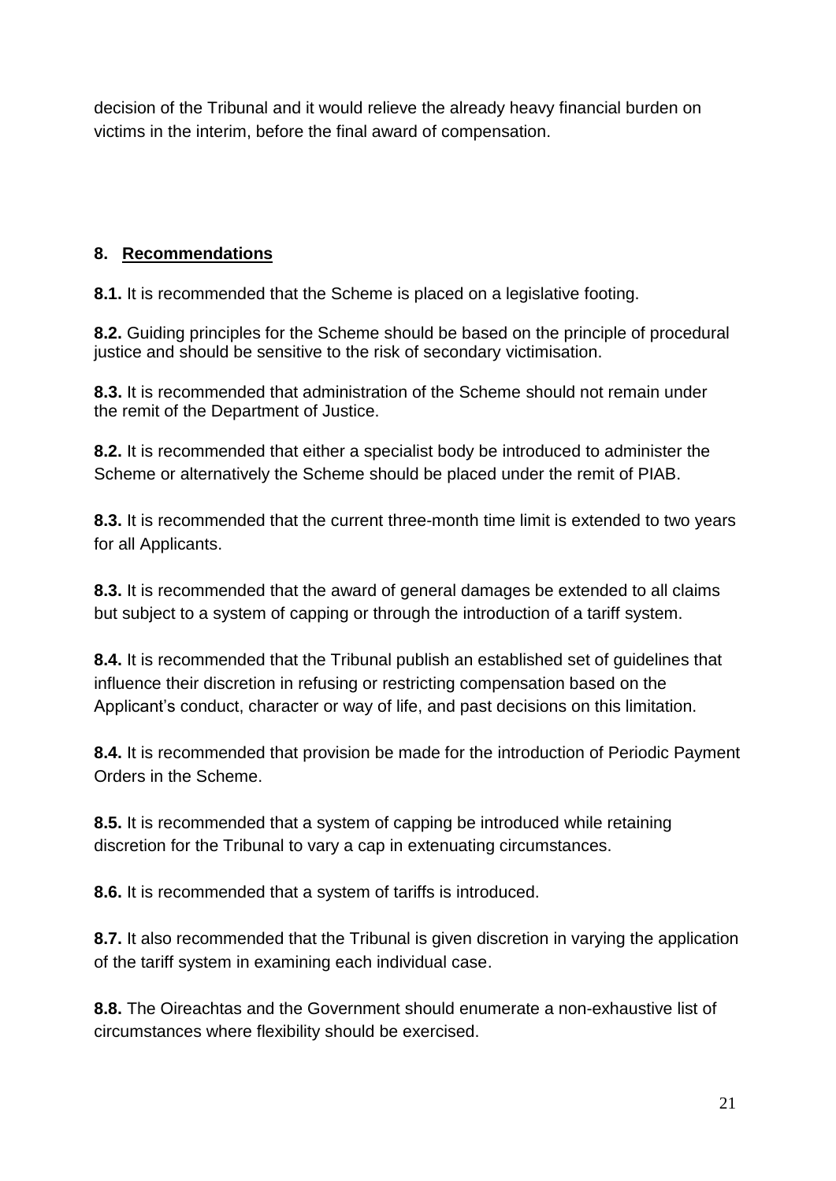decision of the Tribunal and it would relieve the already heavy financial burden on victims in the interim, before the final award of compensation.

## 8. Recommendations

**8.1.** It is recommended that the Scheme is placed on a legislative footing.

**8.2.** Guiding principles for the Scheme should be based on the principle of procedural justice and should be sensitive to the risk of secondary victimisation.

**8.3.** It is recommended that administration of the Scheme should not remain under the remit of the Department of Justice.

**8.2.** It is recommended that either a specialist body be introduced to administer the Scheme or alternatively the Scheme should be placed under the remit of PIAB.

**8.3.** It is recommended that the current three-month time limit is extended to two years for all Applicants.

**8.3.** It is recommended that the award of general damages be extended to all claims but subject to a system of capping or through the introduction of a tariff system.

**8.4.** It is recommended that the Tribunal publish an established set of guidelines that influence their discretion in refusing or restricting compensation based on the Applicant's conduct, character or way of life, and past decisions on this limitation.

**8.4.** It is recommended that provision be made for the introduction of Periodic Payment Orders in the Scheme.

**8.5.** It is recommended that a system of capping be introduced while retaining discretion for the Tribunal to vary a cap in extenuating circumstances.

**8.6.** It is recommended that a system of tariffs is introduced.

**8.7.** It also recommended that the Tribunal is given discretion in varying the application of the tariff system in examining each individual case.

**8.8.** The Oireachtas and the Government should enumerate a non-exhaustive list of circumstances where flexibility should be exercised.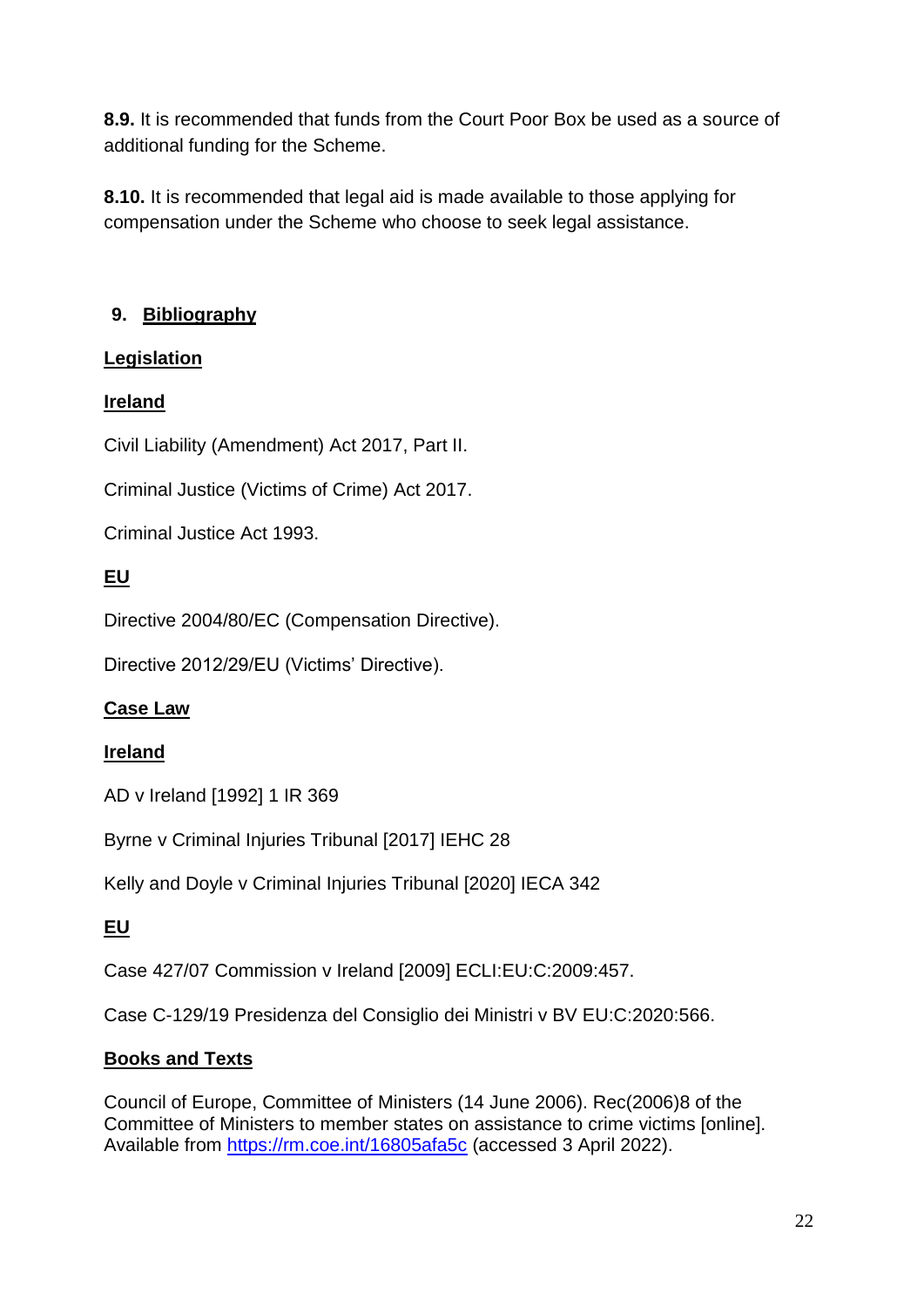**8.9.** It is recommended that funds from the Court Poor Box be used as a source of additional funding for the Scheme.

**8.10.** It is recommended that legal aid is made available to those applying for compensation under the Scheme who choose to seek legal assistance.

## 9. Bibliography

### Legislation

#### Ireland

Civil Liability (Amendment) Act 2017, Part II.

Criminal Justice (Victims of Crime) Act 2017.

Criminal Justice Act 1993.

#### EU

Directive 2004/80/EC (Compensation Directive).

Directive 2012/29/EU (Victims' Directive).

### Case Law

#### Ireland

AD v Ireland [1992] 1 IR 369

Byrne v Criminal Injuries Tribunal [2017] IEHC 28

Kelly and Doyle v Criminal Injuries Tribunal [2020] IECA 342

#### EU

Case 427/07 Commission v Ireland [2009] ECLI:EU:C:2009:457.

Case C-129/19 Presidenza del Consiglio dei Ministri v BV EU:C:2020:566.

### Books and Texts

Council of Europe, Committee of Ministers (14 June 2006). Rec(2006)8 of the Committee of Ministers to member states on assistance to crime victims [online]. Available from https://rm.coe.int/16805afa5c (accessed 3 April 2022).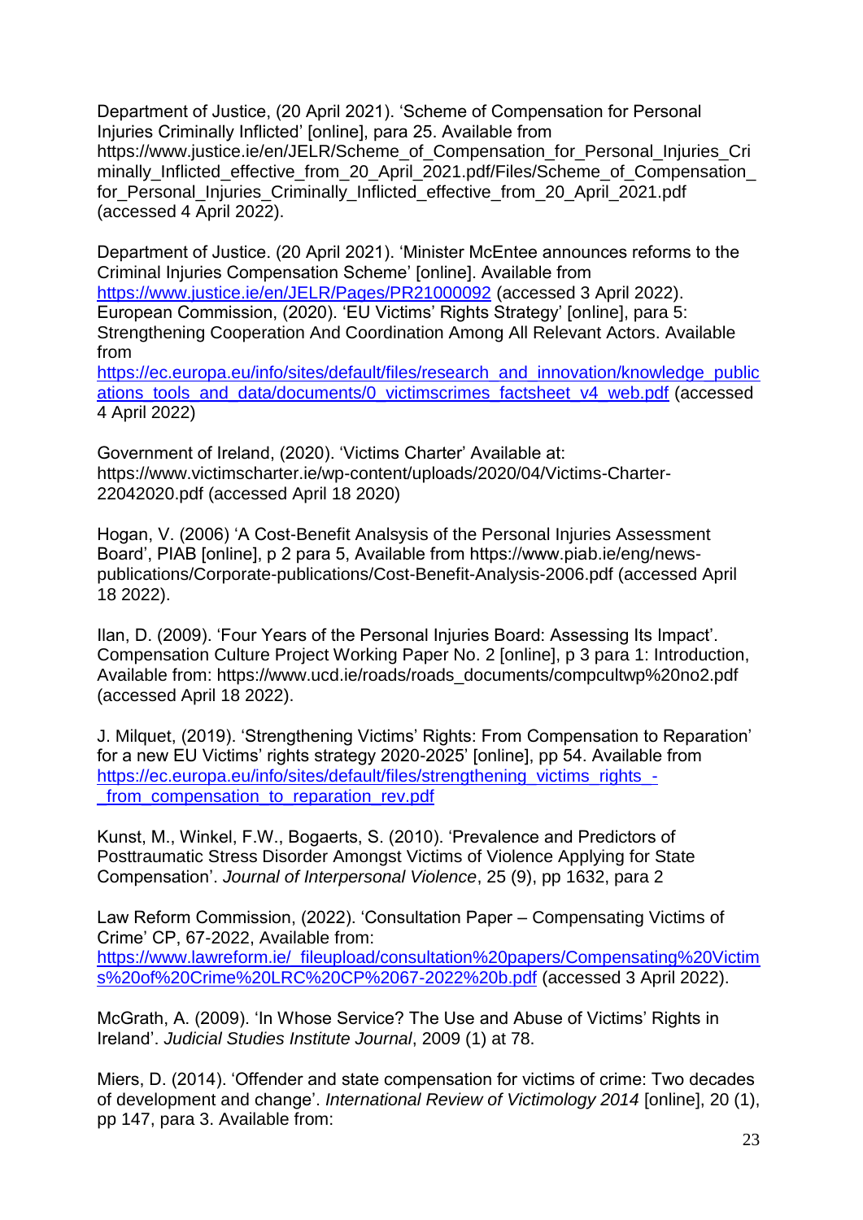Department of Justice, (20 April 2021). 'Scheme of Compensation for Personal Injuries Criminally Inflicted' [online], para 25. Available from https://www.justice.ie/en/JELR/Scheme_of_Compensation_for_Personal_Injuries_Criminally_Inflicted_effective_from_20_April_2021.pdf/Files/Scheme_of_Compensation_for_Personal_Injuries_Criminally_Inflicted_effective_from_20_April_2021.pdf (accessed 4 April 2022).

Department of Justice. (20 April 2021). 'Minister McEntee announces reforms to the Criminal Injuries Compensation Scheme' [online]. Available from https://www.justice.ie/en/JELR/Pages/PR21000092 (accessed 3 April 2022).
European Commission, (2020). 'EU Victims' Rights Strategy' [online], para 5: Strengthening Cooperation And Coordination Among All Relevant Actors. Available from https://ec.europa.eu/info/sites/default/files/research_and_innovation/knowledge_publications_tools_and_data/documents/0_victimscrimes_factsheet_v4_web.pdf (accessed 4 April 2022)

Government of Ireland, (2020). 'Victims Charter' Available at: https://www.victimscharter.ie/wp-content/uploads/2020/04/Victims-Charter-22042020.pdf (accessed April 18 2020)

Hogan, V. (2006) 'A Cost-Benefit Analsysis of the Personal Injuries Assessment Board', PIAB [online], p 2 para 5, Available from https://www.piab.ie/eng/news-publications/Corporate-publications/Cost-Benefit-Analysis-2006.pdf (accessed April 18 2022).

Ilan, D. (2009). 'Four Years of the Personal Injuries Board: Assessing Its Impact'. Compensation Culture Project Working Paper No. 2 [online], p 3 para 1: Introduction, Available from: https://www.ucd.ie/roads/roads_documents/compcultwp%20no2.pdf (accessed April 18 2022).

J. Milquet, (2019). 'Strengthening Victims' Rights: From Compensation to Reparation' for a new EU Victims' rights strategy 2020-2025' [online], pp 54. Available from https://ec.europa.eu/info/sites/default/files/strengthening_victims_rights_-_from_compensation_to_reparation_rev.pdf

Kunst, M., Winkel, F.W., Bogaerts, S. (2010). 'Prevalence and Predictors of Posttraumatic Stress Disorder Amongst Victims of Violence Applying for State Compensation'. *Journal of Interpersonal Violence*, 25 (9), pp 1632, para 2

Law Reform Commission, (2022). 'Consultation Paper – Compensating Victims of Crime' CP, 67-2022, Available from: https://www.lawreform.ie/_fileupload/consultation%20papers/Compensating%20Victims%20of%20Crime%20LRC%20CP%2067-2022%20b.pdf (accessed 3 April 2022).

McGrath, A. (2009). 'In Whose Service? The Use and Abuse of Victims' Rights in Ireland'. *Judicial Studies Institute Journal*, 2009 (1) at 78.

Miers, D. (2014). 'Offender and state compensation for victims of crime: Two decades of development and change'. *International Review of Victimology 2014* [online], 20 (1), pp 147, para 3. Available from: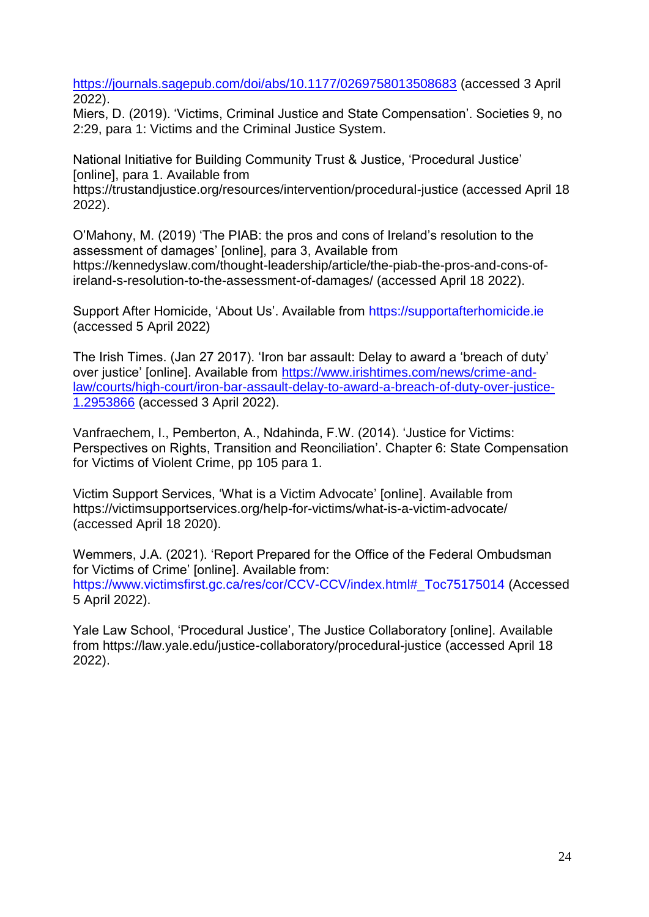https://journals.sagepub.com/doi/abs/10.1177/0269758013508683 (accessed 3 April 2022).

Miers, D. (2019). 'Victims, Criminal Justice and State Compensation'. Societies 9, no 2:29, para 1: Victims and the Criminal Justice System.

National Initiative for Building Community Trust & Justice, 'Procedural Justice' [online], para 1. Available from https://trustandjustice.org/resources/intervention/procedural-justice (accessed April 18 2022).

O'Mahony, M. (2019) 'The PIAB: the pros and cons of Ireland's resolution to the assessment of damages' [online], para 3, Available from https://kennedyslaw.com/thought-leadership/article/the-piab-the-pros-and-cons-of-ireland-s-resolution-to-the-assessment-of-damages/ (accessed April 18 2022).

Support After Homicide, 'About Us'. Available from https://supportafterhomicide.ie (accessed 5 April 2022)

The Irish Times. (Jan 27 2017). 'Iron bar assault: Delay to award a 'breach of duty' over justice' [online]. Available from https://www.irishtimes.com/news/crime-and-law/courts/high-court/iron-bar-assault-delay-to-award-a-breach-of-duty-over-justice-1.2953866 (accessed 3 April 2022).

Vanfraechem, I., Pemberton, A., Ndahinda, F.W. (2014). 'Justice for Victims: Perspectives on Rights, Transition and Reconciliation'. Chapter 6: State Compensation for Victims of Violent Crime, pp 105 para 1.

Victim Support Services, 'What is a Victim Advocate' [online]. Available from https://victimsupportservices.org/help-for-victims/what-is-a-victim-advocate/ (accessed April 18 2020).

Wemmers, J.A. (2021). 'Report Prepared for the Office of the Federal Ombudsman for Victims of Crime' [online]. Available from: https://www.victimsfirst.gc.ca/res/cor/CCV-CCV/index.html#_Toc75175014 (Accessed 5 April 2022).

Yale Law School, 'Procedural Justice', The Justice Collaboratory [online]. Available from https://law.yale.edu/justice-collaboratory/procedural-justice (accessed April 18 2022).